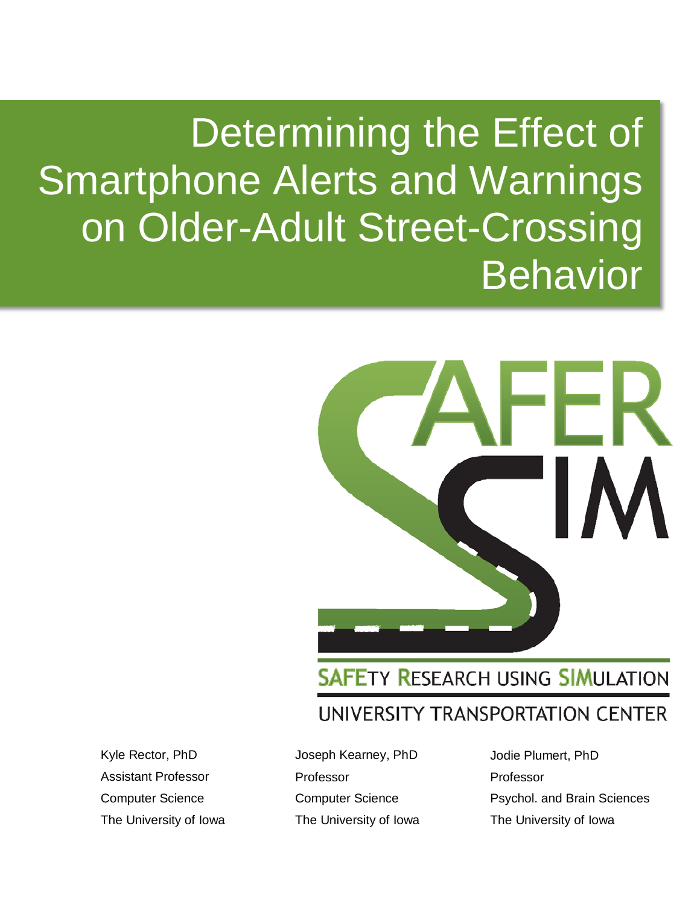# Determining the Effect of Smartphone Alerts and Warnings on Older-Adult Street-Crossing Behavior

SAFER SIM

SAFETY RESEARCH USING SIMULATION

UNIVERSITY TRANSPORTATION CENTER

Kyle Rector, PhD
Assistant Professor
Computer Science
The University of Iowa

Joseph Kearney, PhD
Professor
Computer Science
The University of Iowa

Jodie Plumert, PhD
Professor
Psychol. and Brain Sciences
The University of Iowa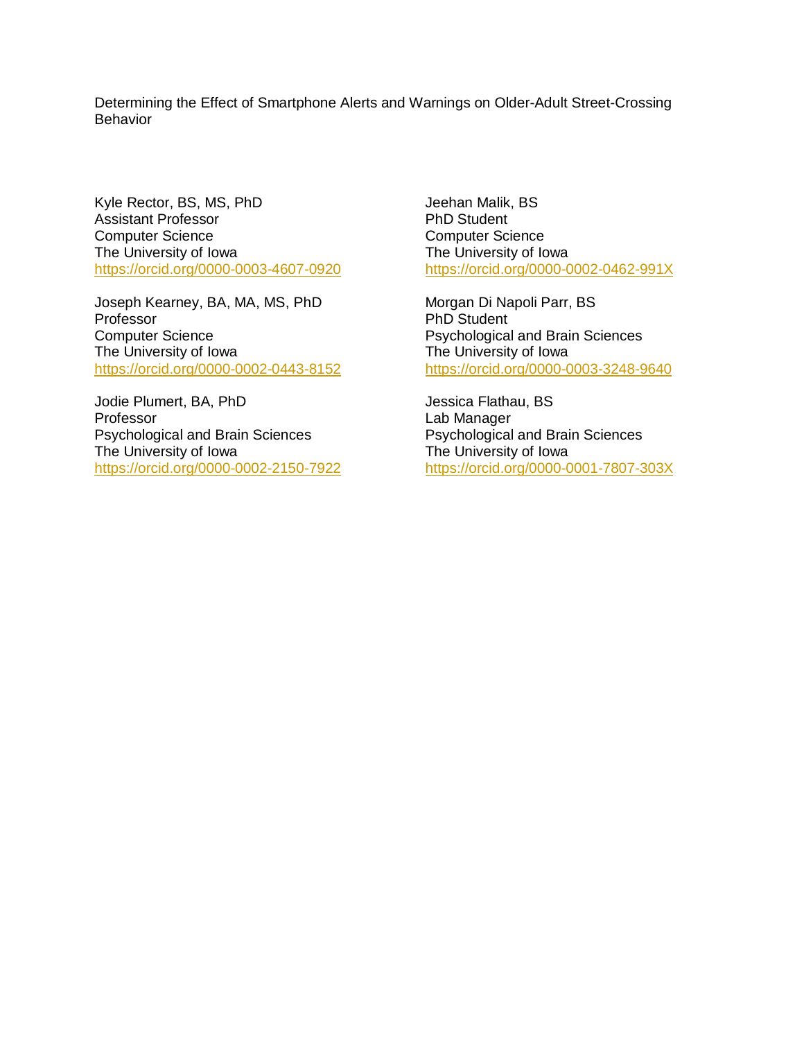Determining the Effect of Smartphone Alerts and Warnings on Older-Adult Street-Crossing Behavior

Kyle Rector, BS, MS, PhD
Assistant Professor
Computer Science
The University of Iowa
https://orcid.org/0000-0003-4607-0920

Joseph Kearney, BA, MA, MS, PhD
Professor
Computer Science
The University of Iowa
https://orcid.org/0000-0002-0443-8152

Jodie Plumert, BA, PhD
Professor
Psychological and Brain Sciences
The University of Iowa
https://orcid.org/0000-0002-2150-7922

Jeehan Malik, BS
PhD Student
Computer Science
The University of Iowa
https://orcid.org/0000-0002-0462-991X

Morgan Di Napoli Parr, BS
PhD Student
Psychological and Brain Sciences
The University of Iowa
https://orcid.org/0000-0003-3248-9640

Jessica Flathau, BS
Lab Manager
Psychological and Brain Sciences
The University of Iowa
https://orcid.org/0000-0001-7807-303X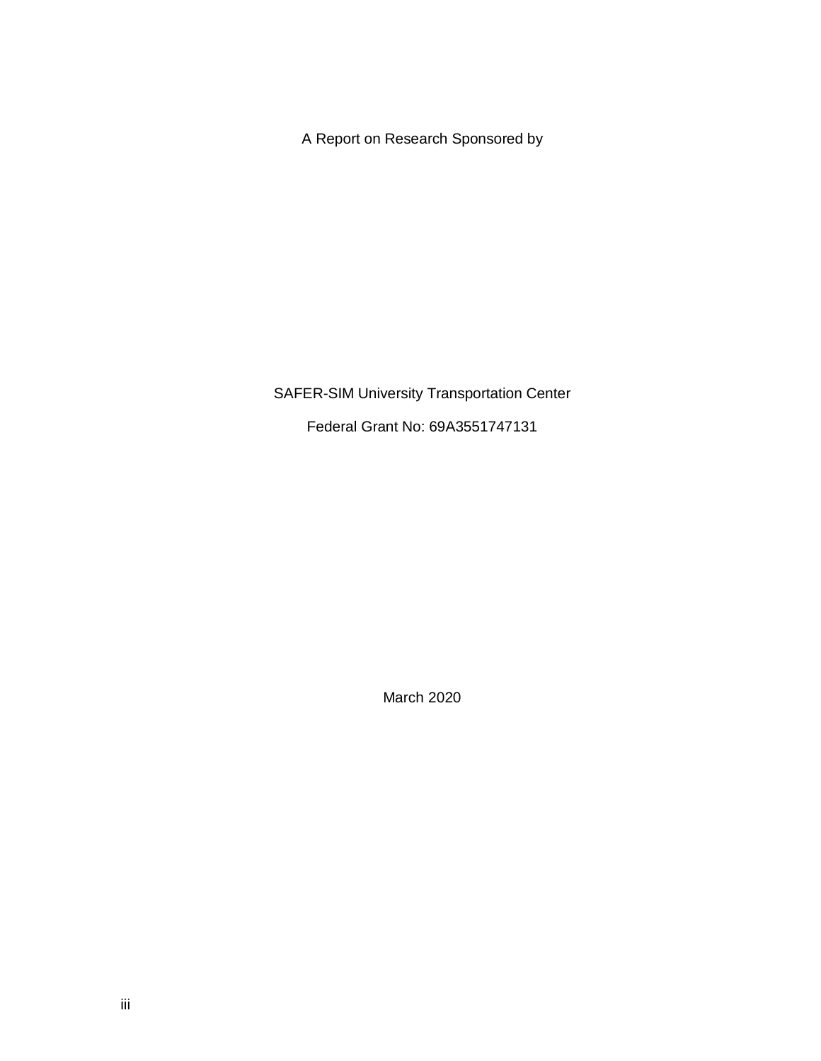A Report on Research Sponsored by

SAFER-SIM University Transportation Center

Federal Grant No: 69A3551747131

March 2020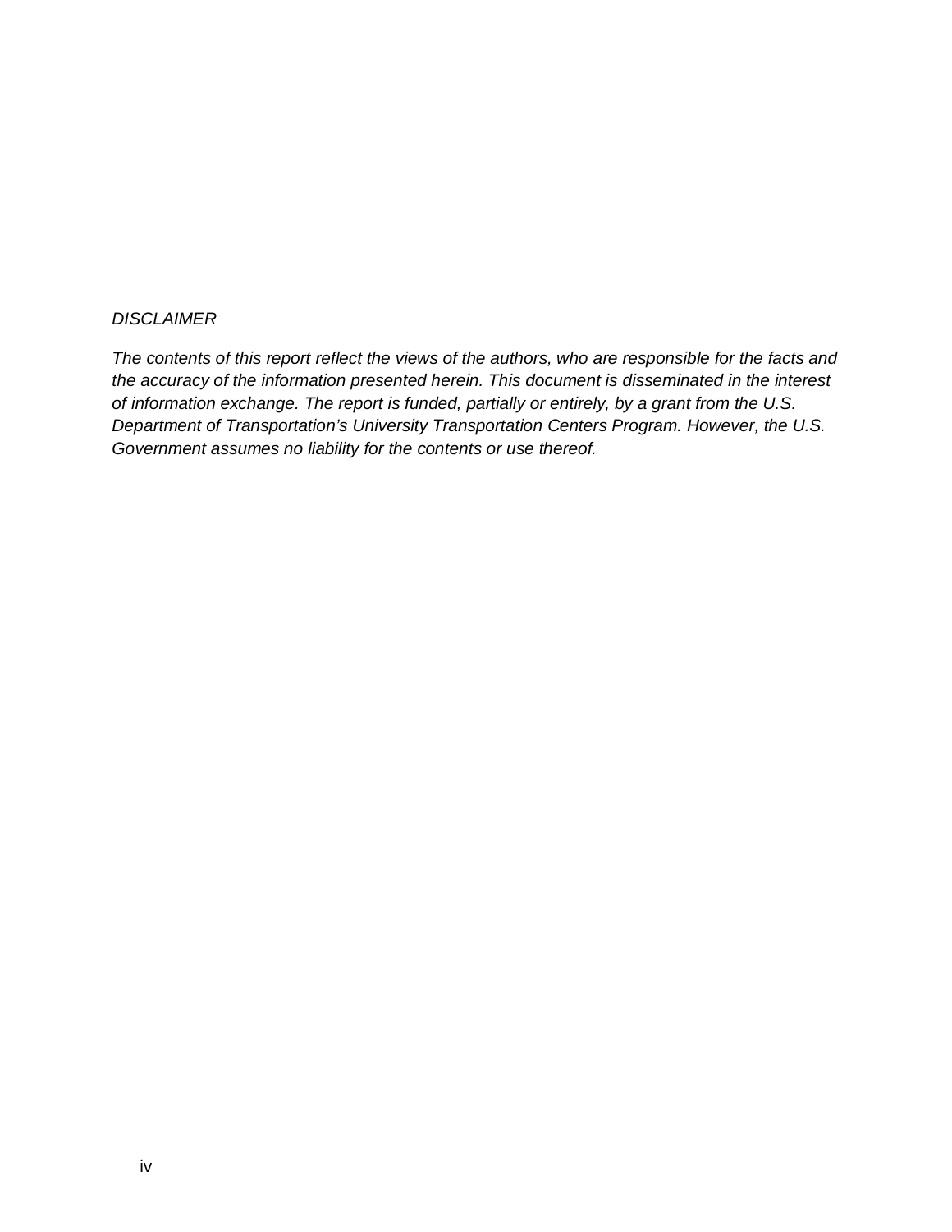*DISCLAIMER*

*The contents of this report reflect the views of the authors, who are responsible for the facts and the accuracy of the information presented herein. This document is disseminated in the interest of information exchange. The report is funded, partially or entirely, by a grant from the U.S. Department of Transportation's University Transportation Centers Program. However, the U.S. Government assumes no liability for the contents or use thereof.*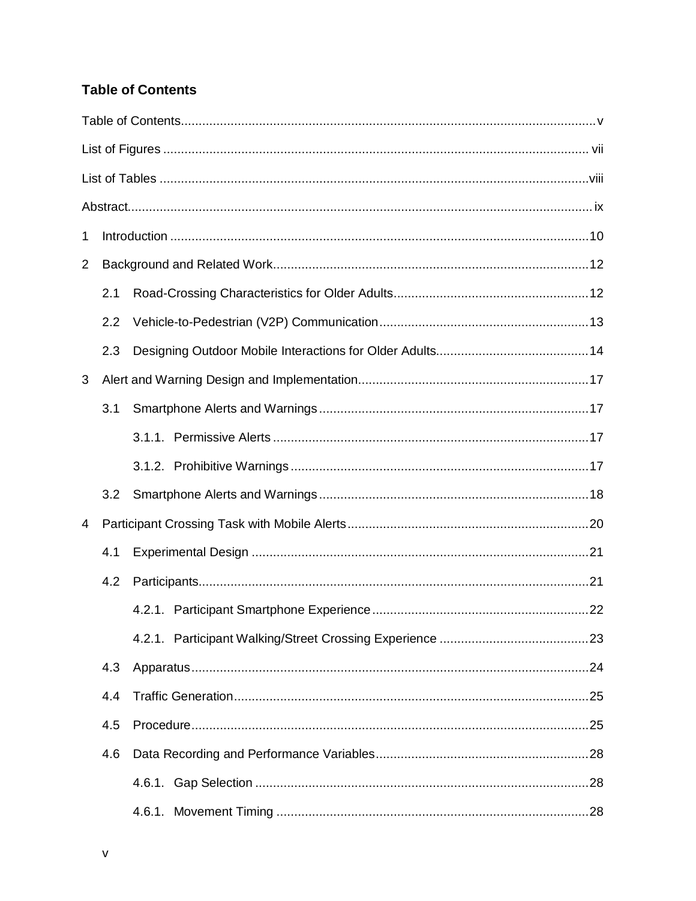## Table of Contents

Table of Contents .......... v

List of Figures .......... vii

List of Tables .......... viii

Abstract .......... ix

1 Introduction .......... 10

2 Background and Related Work .......... 12

- 2.1 Road-Crossing Characteristics for Older Adults .......... 12
- 2.2 Vehicle-to-Pedestrian (V2P) Communication .......... 13
- 2.3 Designing Outdoor Mobile Interactions for Older Adults .......... 14

3 Alert and Warning Design and Implementation .......... 17

- 3.1 Smartphone Alerts and Warnings .......... 17
  - 3.1.1. Permissive Alerts .......... 17
  - 3.1.2. Prohibitive Warnings .......... 17
- 3.2 Smartphone Alerts and Warnings .......... 18

4 Participant Crossing Task with Mobile Alerts .......... 20

- 4.1 Experimental Design .......... 21
- 4.2 Participants .......... 21
  - 4.2.1. Participant Smartphone Experience .......... 22
  - 4.2.1. Participant Walking/Street Crossing Experience .......... 23
- 4.3 Apparatus .......... 24
- 4.4 Traffic Generation .......... 25
- 4.5 Procedure .......... 25
- 4.6 Data Recording and Performance Variables .......... 28
  - 4.6.1. Gap Selection .......... 28
  - 4.6.1. Movement Timing .......... 28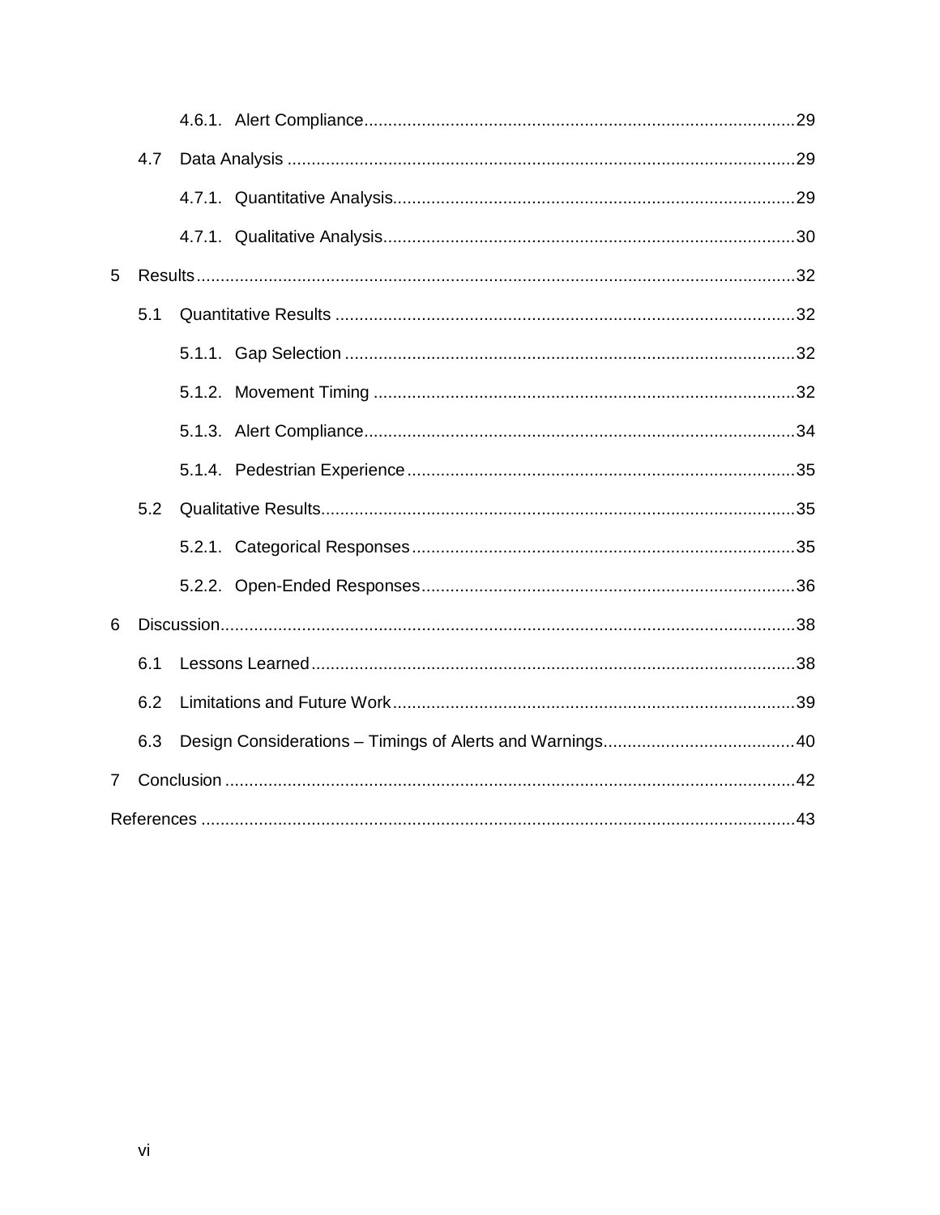4.6.1. Alert Compliance ........................................................................................ 29

4.7 Data Analysis ........................................................................................................ 29

4.7.1. Quantitative Analysis.................................................................................. 29

4.7.1. Qualitative Analysis.................................................................................... 30

5 Results ........................................................................................................................... 32

5.1 Quantitative Results ............................................................................................... 32

5.1.1. Gap Selection ............................................................................................ 32

5.1.2. Movement Timing ...................................................................................... 32

5.1.3. Alert Compliance........................................................................................ 34

5.1.4. Pedestrian Experience ............................................................................... 35

5.2 Qualitative Results.................................................................................................. 35

5.2.1. Categorical Responses .............................................................................. 35

5.2.2. Open-Ended Responses ............................................................................ 36

6 Discussion...................................................................................................................... 38

6.1 Lessons Learned .................................................................................................... 38

6.2 Limitations and Future Work .................................................................................. 39

6.3 Design Considerations – Timings of Alerts and Warnings....................................... 40

7 Conclusion ..................................................................................................................... 42

References ........................................................................................................................ 43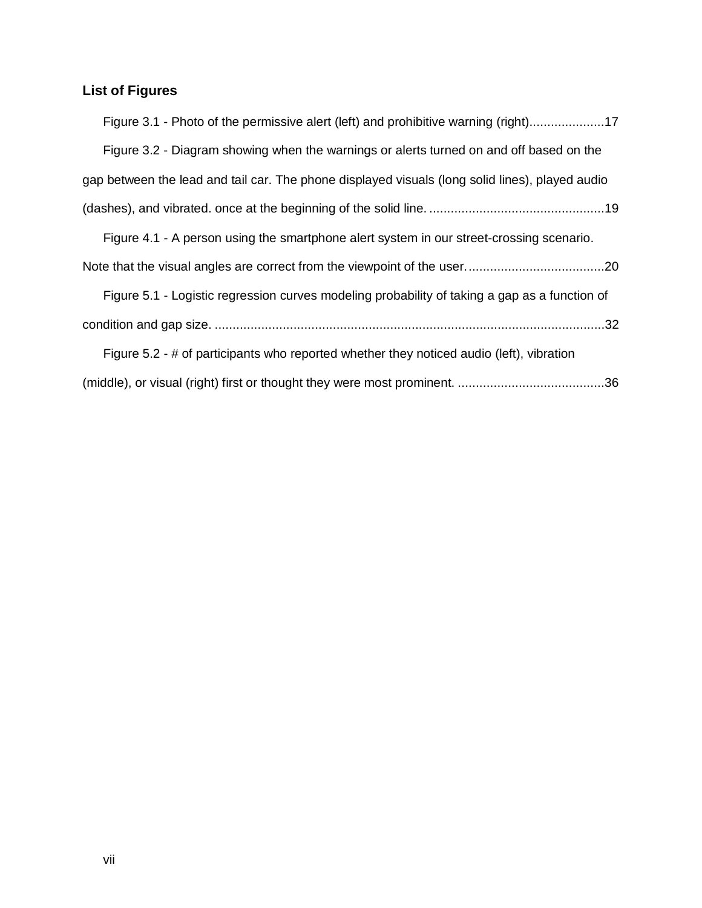## List of Figures

Figure 3.1 - Photo of the permissive alert (left) and prohibitive warning (right).....................17

Figure 3.2 - Diagram showing when the warnings or alerts turned on and off based on the gap between the lead and tail car. The phone displayed visuals (long solid lines), played audio (dashes), and vibrated. once at the beginning of the solid line. .................................................19

Figure 4.1 - A person using the smartphone alert system in our street-crossing scenario. Note that the visual angles are correct from the viewpoint of the user. .....................................20

Figure 5.1 - Logistic regression curves modeling probability of taking a gap as a function of condition and gap size. ............................................................................................................32

Figure 5.2 - # of participants who reported whether they noticed audio (left), vibration (middle), or visual (right) first or thought they were most prominent. .........................................36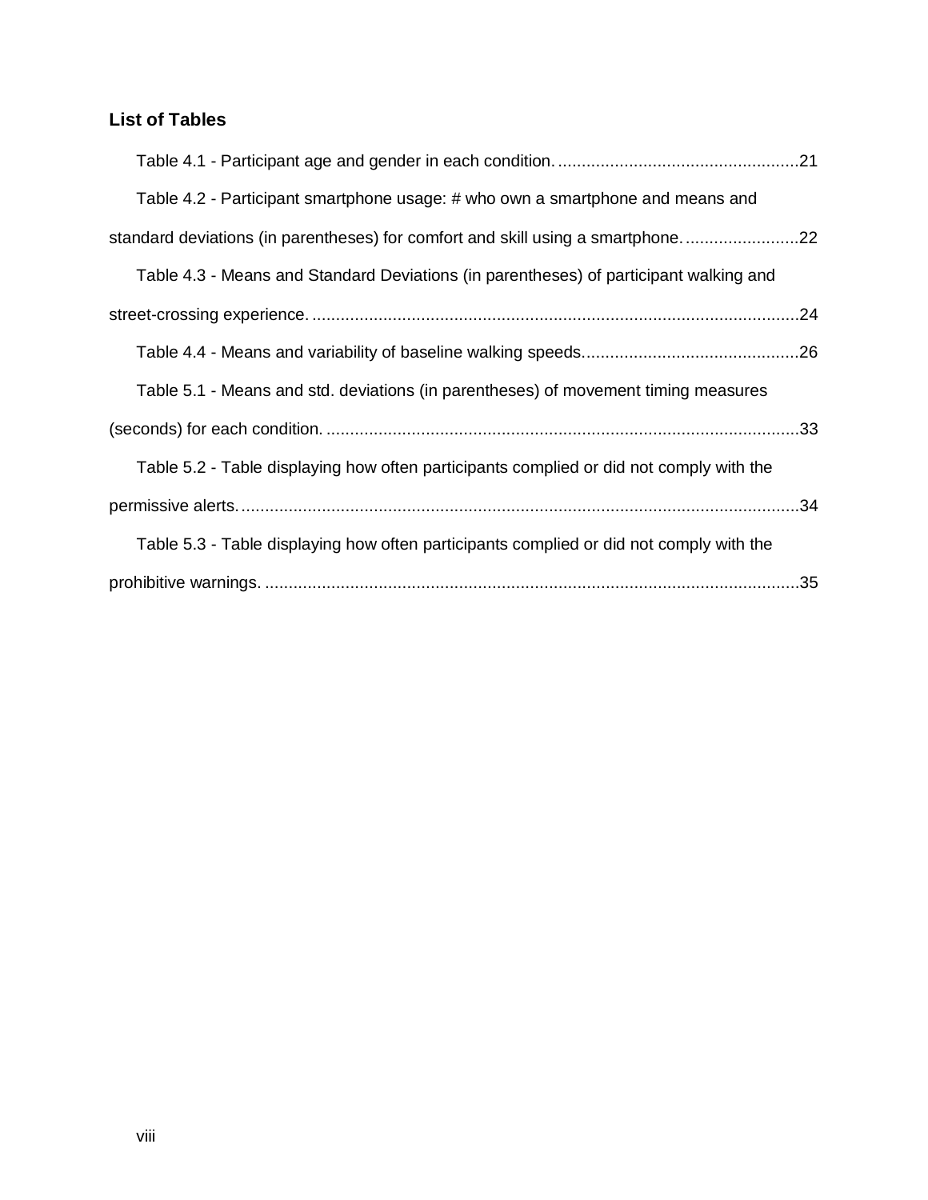## List of Tables

Table 4.1 - Participant age and gender in each condition. ....................................................21

Table 4.2 - Participant smartphone usage: # who own a smartphone and means and standard deviations (in parentheses) for comfort and skill using a smartphone. ........................22

Table 4.3 - Means and Standard Deviations (in parentheses) of participant walking and street-crossing experience. ........................................................................................................24

Table 4.4 - Means and variability of baseline walking speeds.............................................26

Table 5.1 - Means and std. deviations (in parentheses) of movement timing measures (seconds) for each condition. ....................................................................................................33

Table 5.2 - Table displaying how often participants complied or did not comply with the permissive alerts. ......................................................................................................................34

Table 5.3 - Table displaying how often participants complied or did not comply with the prohibitive warnings. .................................................................................................................35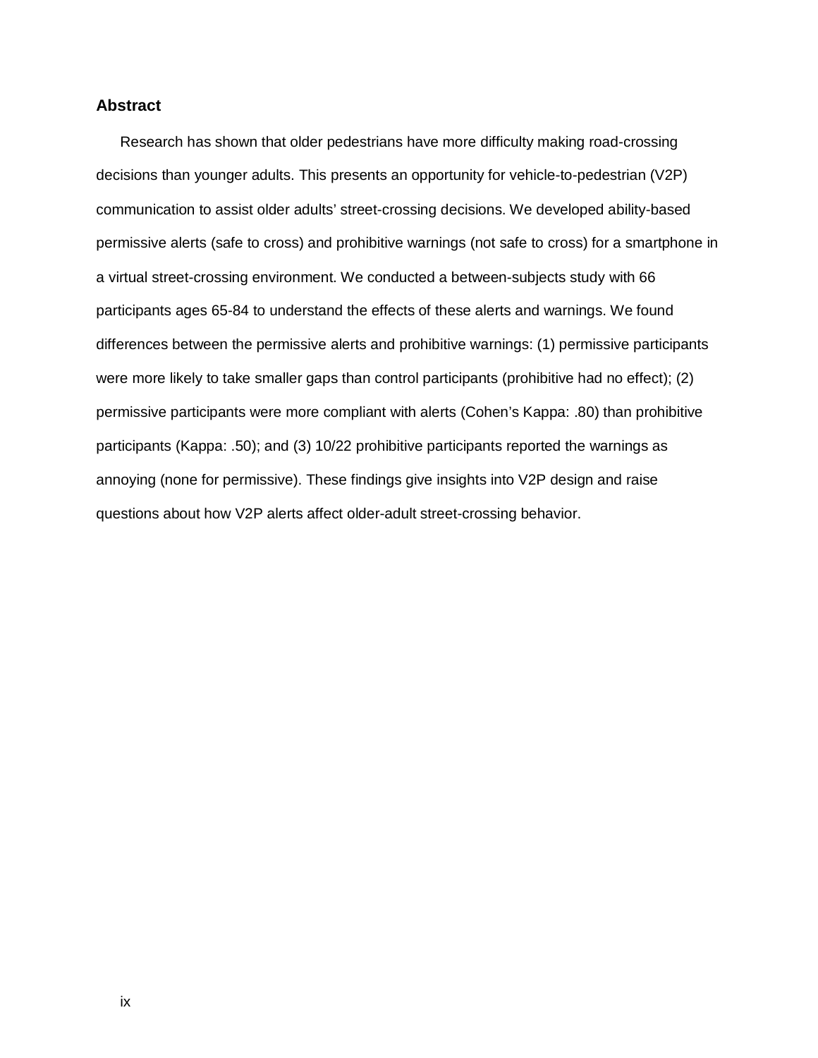## Abstract

Research has shown that older pedestrians have more difficulty making road-crossing decisions than younger adults. This presents an opportunity for vehicle-to-pedestrian (V2P) communication to assist older adults' street-crossing decisions. We developed ability-based permissive alerts (safe to cross) and prohibitive warnings (not safe to cross) for a smartphone in a virtual street-crossing environment. We conducted a between-subjects study with 66 participants ages 65-84 to understand the effects of these alerts and warnings. We found differences between the permissive alerts and prohibitive warnings: (1) permissive participants were more likely to take smaller gaps than control participants (prohibitive had no effect); (2) permissive participants were more compliant with alerts (Cohen's Kappa: .80) than prohibitive participants (Kappa: .50); and (3) 10/22 prohibitive participants reported the warnings as annoying (none for permissive). These findings give insights into V2P design and raise questions about how V2P alerts affect older-adult street-crossing behavior.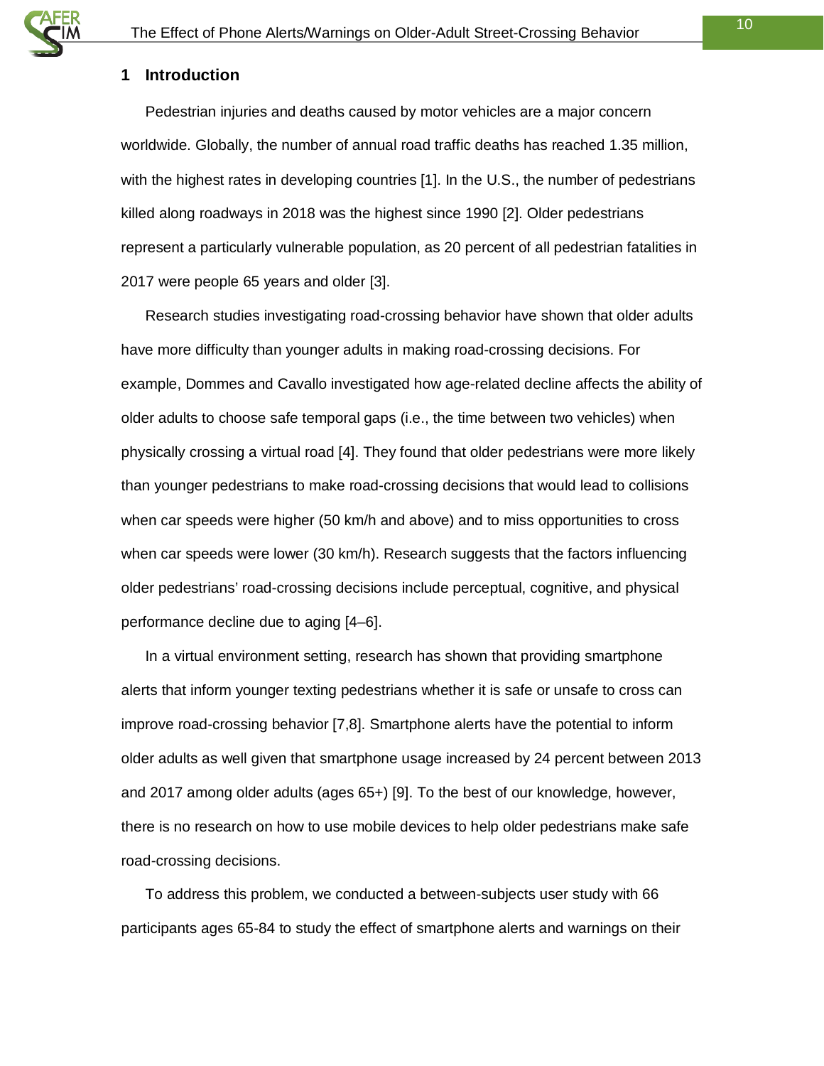# 1 Introduction

Pedestrian injuries and deaths caused by motor vehicles are a major concern worldwide. Globally, the number of annual road traffic deaths has reached 1.35 million, with the highest rates in developing countries [1]. In the U.S., the number of pedestrians killed along roadways in 2018 was the highest since 1990 [2]. Older pedestrians represent a particularly vulnerable population, as 20 percent of all pedestrian fatalities in 2017 were people 65 years and older [3].

Research studies investigating road-crossing behavior have shown that older adults have more difficulty than younger adults in making road-crossing decisions. For example, Dommes and Cavallo investigated how age-related decline affects the ability of older adults to choose safe temporal gaps (i.e., the time between two vehicles) when physically crossing a virtual road [4]. They found that older pedestrians were more likely than younger pedestrians to make road-crossing decisions that would lead to collisions when car speeds were higher (50 km/h and above) and to miss opportunities to cross when car speeds were lower (30 km/h). Research suggests that the factors influencing older pedestrians' road-crossing decisions include perceptual, cognitive, and physical performance decline due to aging [4–6].

In a virtual environment setting, research has shown that providing smartphone alerts that inform younger texting pedestrians whether it is safe or unsafe to cross can improve road-crossing behavior [7,8]. Smartphone alerts have the potential to inform older adults as well given that smartphone usage increased by 24 percent between 2013 and 2017 among older adults (ages 65+) [9]. To the best of our knowledge, however, there is no research on how to use mobile devices to help older pedestrians make safe road-crossing decisions.

To address this problem, we conducted a between-subjects user study with 66 participants ages 65-84 to study the effect of smartphone alerts and warnings on their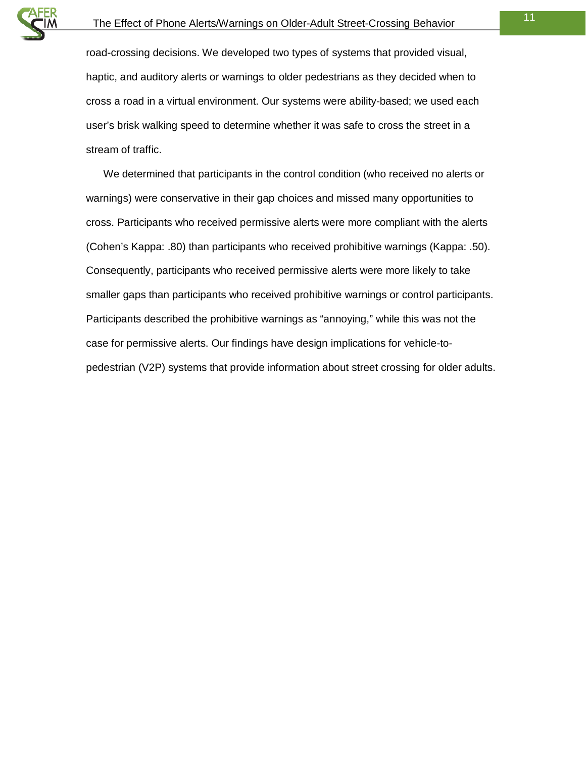road-crossing decisions. We developed two types of systems that provided visual, haptic, and auditory alerts or warnings to older pedestrians as they decided when to cross a road in a virtual environment. Our systems were ability-based; we used each user's brisk walking speed to determine whether it was safe to cross the street in a stream of traffic.

We determined that participants in the control condition (who received no alerts or warnings) were conservative in their gap choices and missed many opportunities to cross. Participants who received permissive alerts were more compliant with the alerts (Cohen's Kappa: .80) than participants who received prohibitive warnings (Kappa: .50). Consequently, participants who received permissive alerts were more likely to take smaller gaps than participants who received prohibitive warnings or control participants. Participants described the prohibitive warnings as "annoying," while this was not the case for permissive alerts. Our findings have design implications for vehicle-to-pedestrian (V2P) systems that provide information about street crossing for older adults.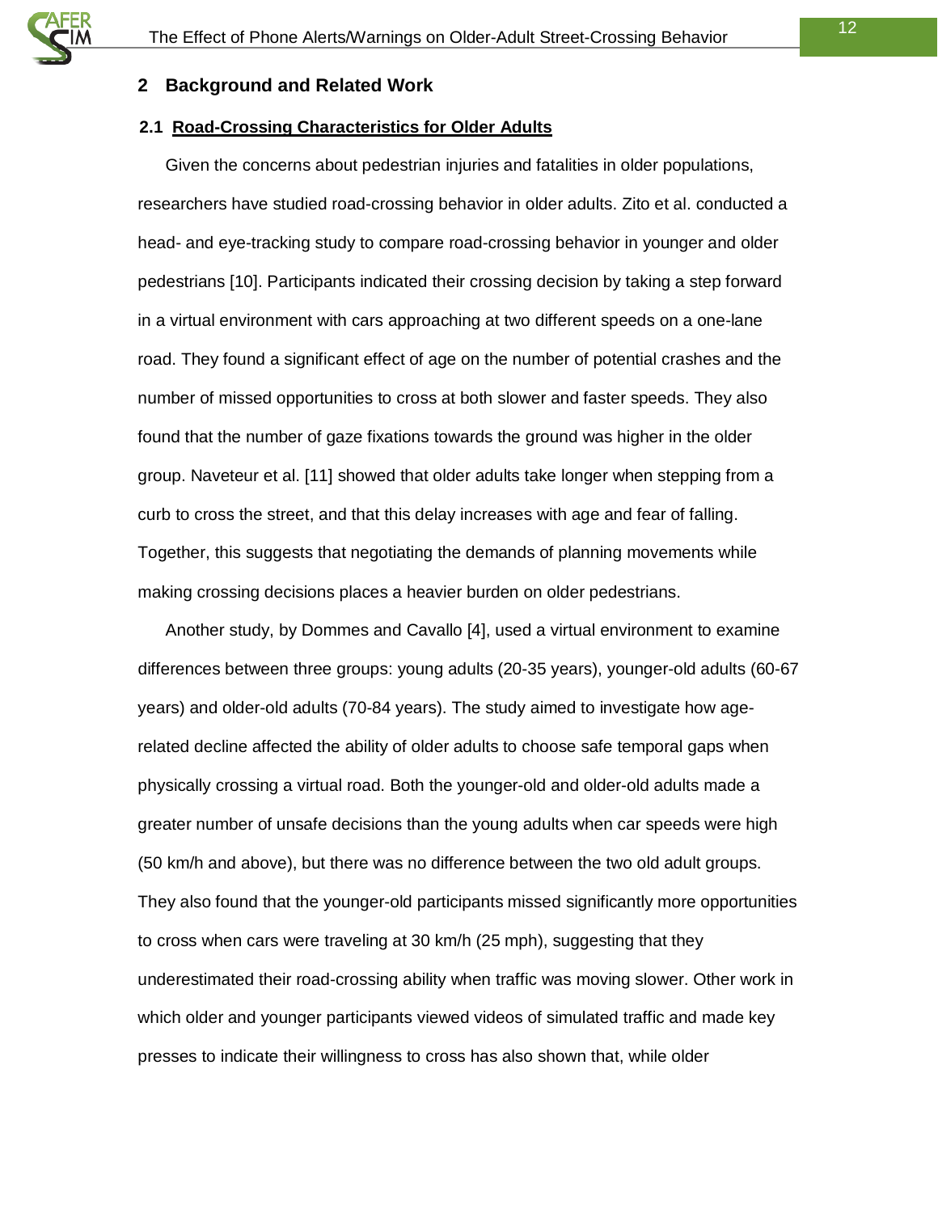## 2 Background and Related Work

### 2.1 Road-Crossing Characteristics for Older Adults

Given the concerns about pedestrian injuries and fatalities in older populations, researchers have studied road-crossing behavior in older adults. Zito et al. conducted a head- and eye-tracking study to compare road-crossing behavior in younger and older pedestrians [10]. Participants indicated their crossing decision by taking a step forward in a virtual environment with cars approaching at two different speeds on a one-lane road. They found a significant effect of age on the number of potential crashes and the number of missed opportunities to cross at both slower and faster speeds. They also found that the number of gaze fixations towards the ground was higher in the older group. Naveteur et al. [11] showed that older adults take longer when stepping from a curb to cross the street, and that this delay increases with age and fear of falling. Together, this suggests that negotiating the demands of planning movements while making crossing decisions places a heavier burden on older pedestrians.

Another study, by Dommes and Cavallo [4], used a virtual environment to examine differences between three groups: young adults (20-35 years), younger-old adults (60-67 years) and older-old adults (70-84 years). The study aimed to investigate how age-related decline affected the ability of older adults to choose safe temporal gaps when physically crossing a virtual road. Both the younger-old and older-old adults made a greater number of unsafe decisions than the young adults when car speeds were high (50 km/h and above), but there was no difference between the two old adult groups. They also found that the younger-old participants missed significantly more opportunities to cross when cars were traveling at 30 km/h (25 mph), suggesting that they underestimated their road-crossing ability when traffic was moving slower. Other work in which older and younger participants viewed videos of simulated traffic and made key presses to indicate their willingness to cross has also shown that, while older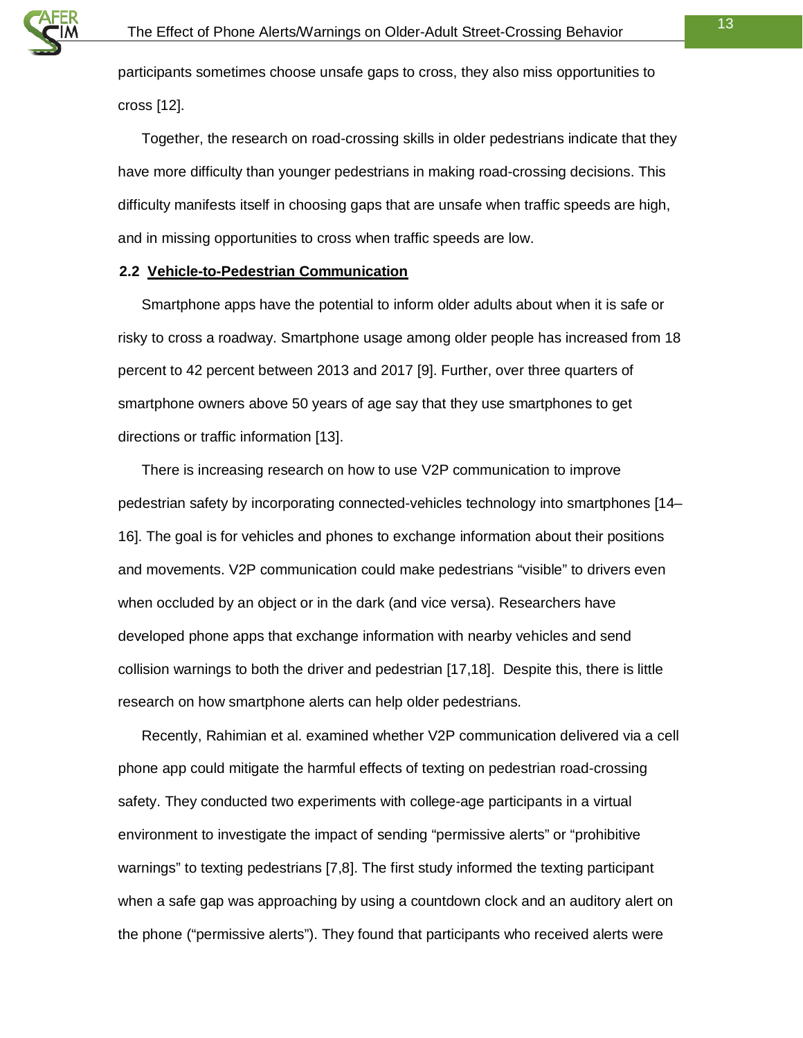participants sometimes choose unsafe gaps to cross, they also miss opportunities to cross [12].

Together, the research on road-crossing skills in older pedestrians indicate that they have more difficulty than younger pedestrians in making road-crossing decisions. This difficulty manifests itself in choosing gaps that are unsafe when traffic speeds are high, and in missing opportunities to cross when traffic speeds are low.

### 2.2 Vehicle-to-Pedestrian Communication

Smartphone apps have the potential to inform older adults about when it is safe or risky to cross a roadway. Smartphone usage among older people has increased from 18 percent to 42 percent between 2013 and 2017 [9]. Further, over three quarters of smartphone owners above 50 years of age say that they use smartphones to get directions or traffic information [13].

There is increasing research on how to use V2P communication to improve pedestrian safety by incorporating connected-vehicles technology into smartphones [14–16]. The goal is for vehicles and phones to exchange information about their positions and movements. V2P communication could make pedestrians "visible" to drivers even when occluded by an object or in the dark (and vice versa). Researchers have developed phone apps that exchange information with nearby vehicles and send collision warnings to both the driver and pedestrian [17,18]. Despite this, there is little research on how smartphone alerts can help older pedestrians.

Recently, Rahimian et al. examined whether V2P communication delivered via a cell phone app could mitigate the harmful effects of texting on pedestrian road-crossing safety. They conducted two experiments with college-age participants in a virtual environment to investigate the impact of sending "permissive alerts" or "prohibitive warnings" to texting pedestrians [7,8]. The first study informed the texting participant when a safe gap was approaching by using a countdown clock and an auditory alert on the phone ("permissive alerts"). They found that participants who received alerts were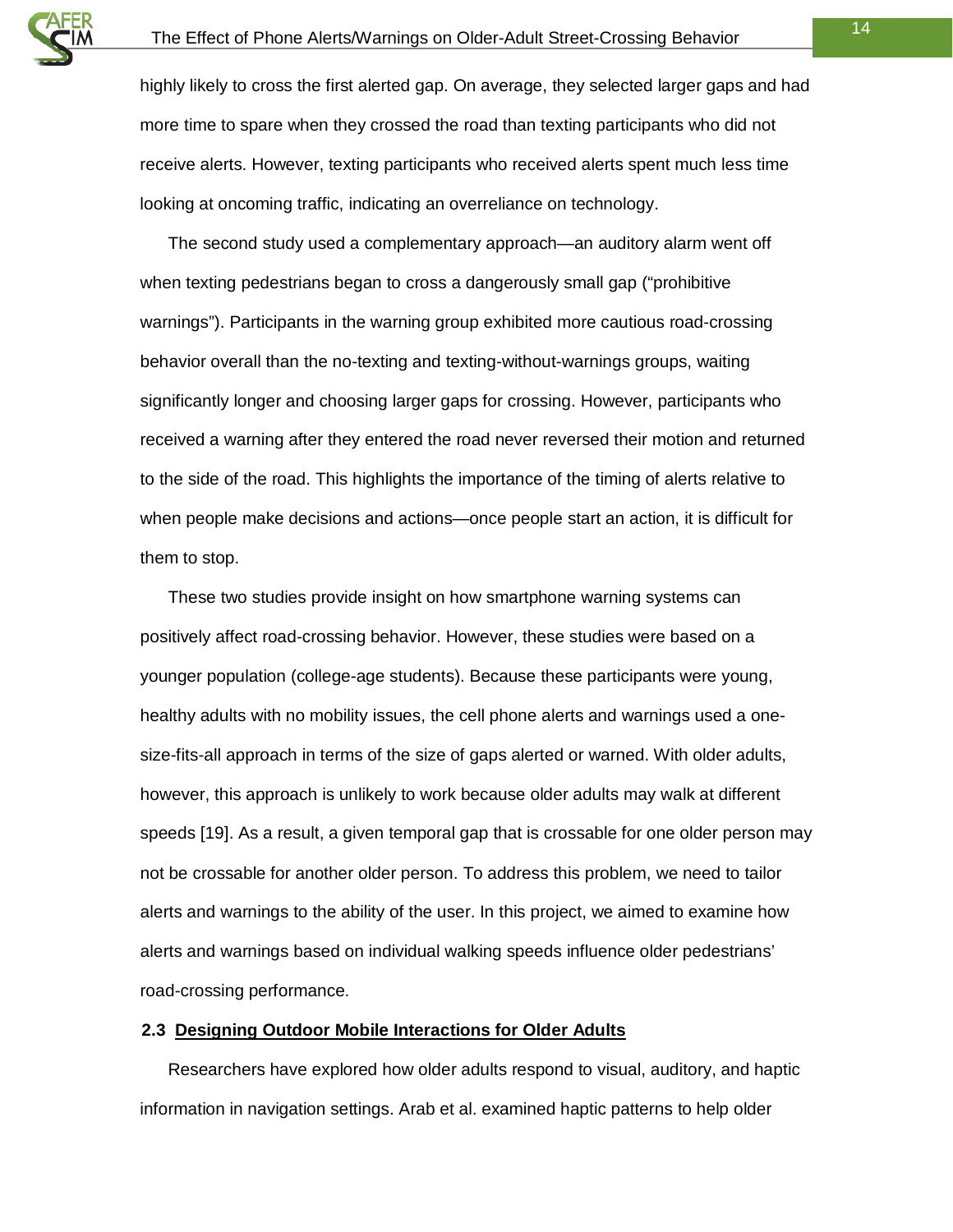highly likely to cross the first alerted gap. On average, they selected larger gaps and had more time to spare when they crossed the road than texting participants who did not receive alerts. However, texting participants who received alerts spent much less time looking at oncoming traffic, indicating an overreliance on technology.

The second study used a complementary approach—an auditory alarm went off when texting pedestrians began to cross a dangerously small gap ("prohibitive warnings"). Participants in the warning group exhibited more cautious road-crossing behavior overall than the no-texting and texting-without-warnings groups, waiting significantly longer and choosing larger gaps for crossing. However, participants who received a warning after they entered the road never reversed their motion and returned to the side of the road. This highlights the importance of the timing of alerts relative to when people make decisions and actions—once people start an action, it is difficult for them to stop.

These two studies provide insight on how smartphone warning systems can positively affect road-crossing behavior. However, these studies were based on a younger population (college-age students). Because these participants were young, healthy adults with no mobility issues, the cell phone alerts and warnings used a one-size-fits-all approach in terms of the size of gaps alerted or warned. With older adults, however, this approach is unlikely to work because older adults may walk at different speeds [19]. As a result, a given temporal gap that is crossable for one older person may not be crossable for another older person. To address this problem, we need to tailor alerts and warnings to the ability of the user. In this project, we aimed to examine how alerts and warnings based on individual walking speeds influence older pedestrians' road-crossing performance.

### 2.3 Designing Outdoor Mobile Interactions for Older Adults

Researchers have explored how older adults respond to visual, auditory, and haptic information in navigation settings. Arab et al. examined haptic patterns to help older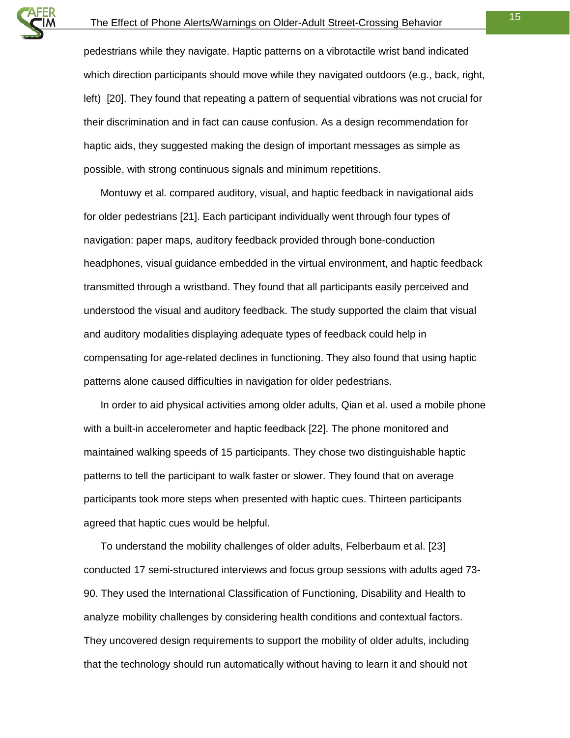pedestrians while they navigate. Haptic patterns on a vibrotactile wrist band indicated which direction participants should move while they navigated outdoors (e.g., back, right, left) [20]. They found that repeating a pattern of sequential vibrations was not crucial for their discrimination and in fact can cause confusion. As a design recommendation for haptic aids, they suggested making the design of important messages as simple as possible, with strong continuous signals and minimum repetitions.

Montuwy et al. compared auditory, visual, and haptic feedback in navigational aids for older pedestrians [21]. Each participant individually went through four types of navigation: paper maps, auditory feedback provided through bone-conduction headphones, visual guidance embedded in the virtual environment, and haptic feedback transmitted through a wristband. They found that all participants easily perceived and understood the visual and auditory feedback. The study supported the claim that visual and auditory modalities displaying adequate types of feedback could help in compensating for age-related declines in functioning. They also found that using haptic patterns alone caused difficulties in navigation for older pedestrians.

In order to aid physical activities among older adults, Qian et al. used a mobile phone with a built-in accelerometer and haptic feedback [22]. The phone monitored and maintained walking speeds of 15 participants. They chose two distinguishable haptic patterns to tell the participant to walk faster or slower. They found that on average participants took more steps when presented with haptic cues. Thirteen participants agreed that haptic cues would be helpful.

To understand the mobility challenges of older adults, Felberbaum et al. [23] conducted 17 semi-structured interviews and focus group sessions with adults aged 73-90. They used the International Classification of Functioning, Disability and Health to analyze mobility challenges by considering health conditions and contextual factors. They uncovered design requirements to support the mobility of older adults, including that the technology should run automatically without having to learn it and should not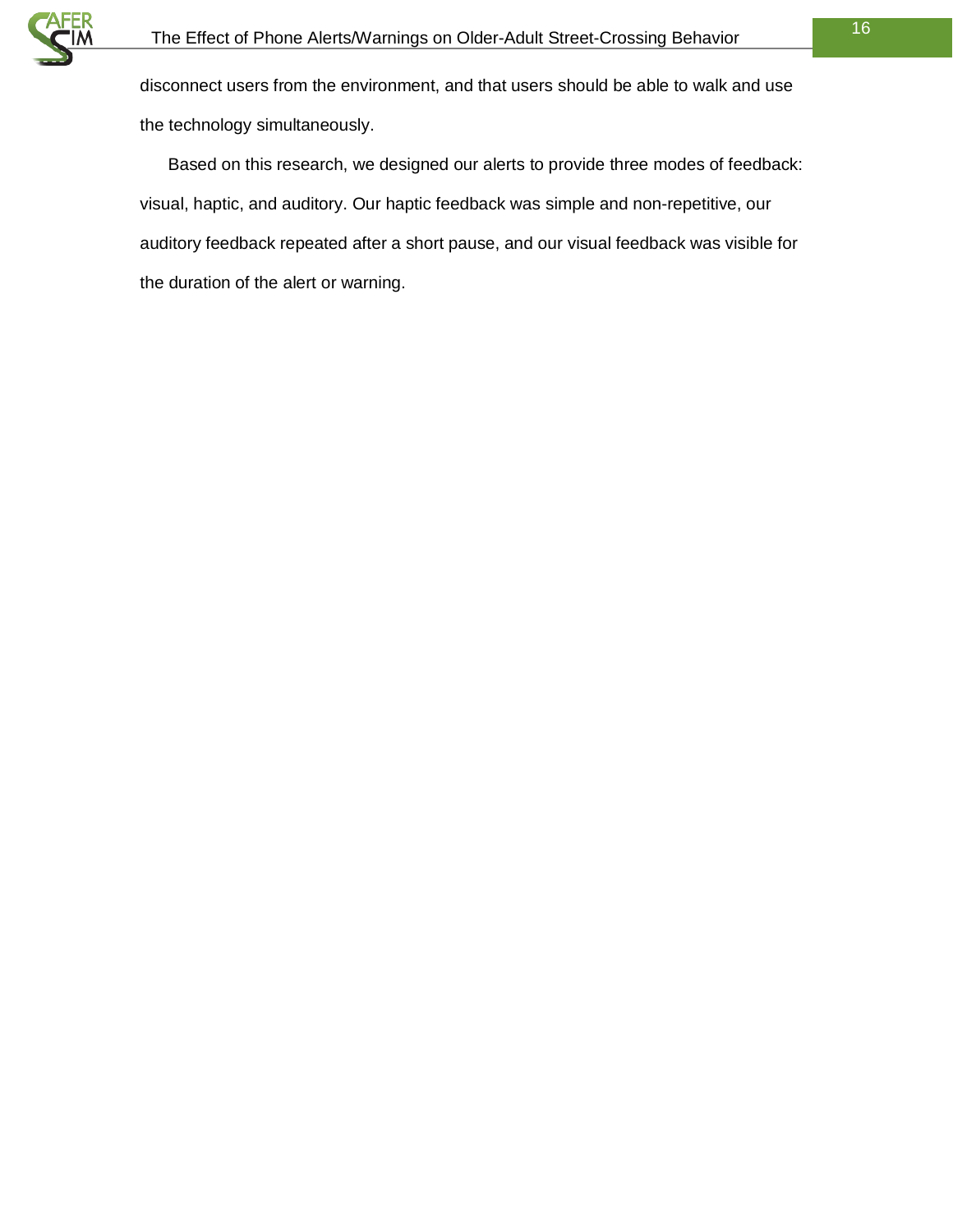disconnect users from the environment, and that users should be able to walk and use the technology simultaneously.

Based on this research, we designed our alerts to provide three modes of feedback: visual, haptic, and auditory. Our haptic feedback was simple and non-repetitive, our auditory feedback repeated after a short pause, and our visual feedback was visible for the duration of the alert or warning.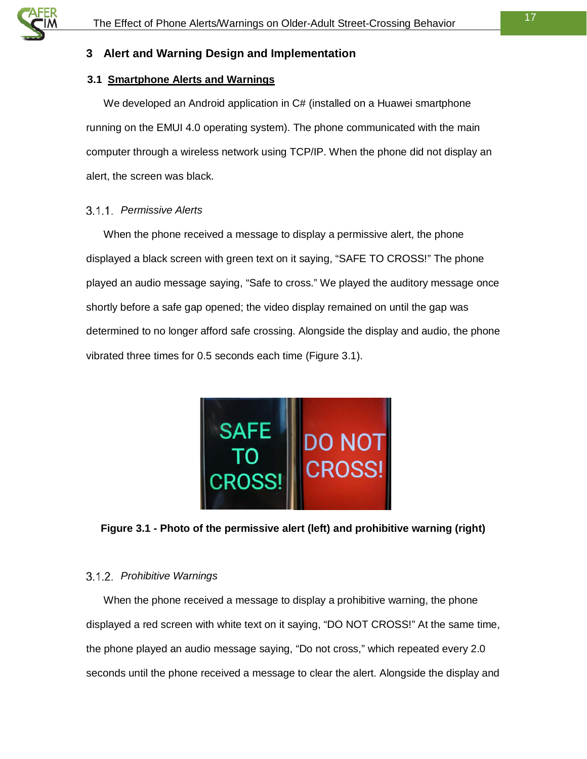# 3 Alert and Warning Design and Implementation

## 3.1 Smartphone Alerts and Warnings

We developed an Android application in C# (installed on a Huawei smartphone running on the EMUI 4.0 operating system). The phone communicated with the main computer through a wireless network using TCP/IP. When the phone did not display an alert, the screen was black.

### 3.1.1. *Permissive Alerts*

When the phone received a message to display a permissive alert, the phone displayed a black screen with green text on it saying, "SAFE TO CROSS!" The phone played an audio message saying, "Safe to cross." We played the auditory message once shortly before a safe gap opened; the video display remained on until the gap was determined to no longer afford safe crossing. Alongside the display and audio, the phone vibrated three times for 0.5 seconds each time (Figure 3.1).

**Figure 3.1 - Photo of the permissive alert (left) and prohibitive warning (right)**

### 3.1.2. *Prohibitive Warnings*

When the phone received a message to display a prohibitive warning, the phone displayed a red screen with white text on it saying, "DO NOT CROSS!" At the same time, the phone played an audio message saying, "Do not cross," which repeated every 2.0 seconds until the phone received a message to clear the alert. Alongside the display and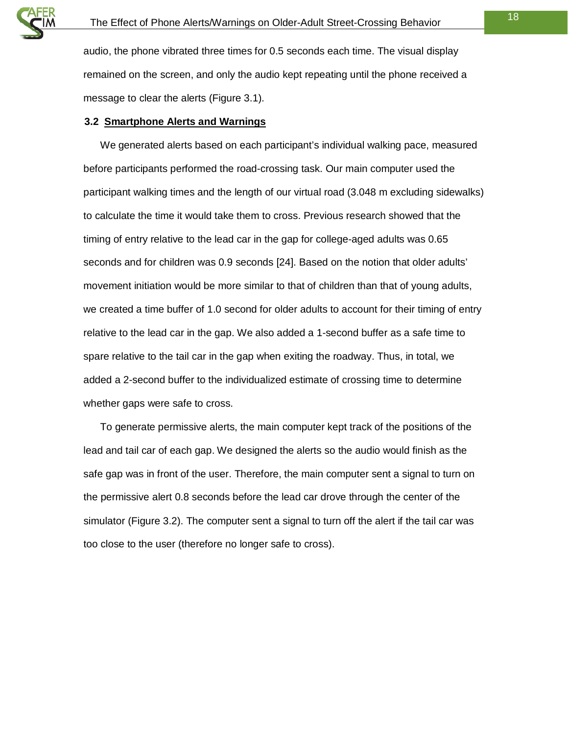audio, the phone vibrated three times for 0.5 seconds each time. The visual display remained on the screen, and only the audio kept repeating until the phone received a message to clear the alerts (Figure 3.1).

## 3.2 Smartphone Alerts and Warnings

We generated alerts based on each participant's individual walking pace, measured before participants performed the road-crossing task. Our main computer used the participant walking times and the length of our virtual road (3.048 m excluding sidewalks) to calculate the time it would take them to cross. Previous research showed that the timing of entry relative to the lead car in the gap for college-aged adults was 0.65 seconds and for children was 0.9 seconds [24]. Based on the notion that older adults' movement initiation would be more similar to that of children than that of young adults, we created a time buffer of 1.0 second for older adults to account for their timing of entry relative to the lead car in the gap. We also added a 1-second buffer as a safe time to spare relative to the tail car in the gap when exiting the roadway. Thus, in total, we added a 2-second buffer to the individualized estimate of crossing time to determine whether gaps were safe to cross.

To generate permissive alerts, the main computer kept track of the positions of the lead and tail car of each gap. We designed the alerts so the audio would finish as the safe gap was in front of the user. Therefore, the main computer sent a signal to turn on the permissive alert 0.8 seconds before the lead car drove through the center of the simulator (Figure 3.2). The computer sent a signal to turn off the alert if the tail car was too close to the user (therefore no longer safe to cross).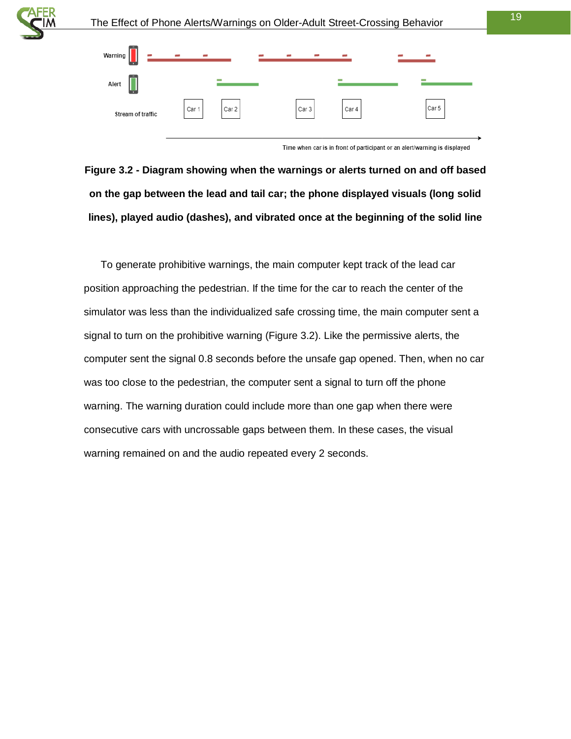Figure 3.2 - Diagram showing when the warnings or alerts turned on and off based on the gap between the lead and tail car; the phone displayed visuals (long solid lines), played audio (dashes), and vibrated once at the beginning of the solid line

To generate prohibitive warnings, the main computer kept track of the lead car position approaching the pedestrian. If the time for the car to reach the center of the simulator was less than the individualized safe crossing time, the main computer sent a signal to turn on the prohibitive warning (Figure 3.2). Like the permissive alerts, the computer sent the signal 0.8 seconds before the unsafe gap opened. Then, when no car was too close to the pedestrian, the computer sent a signal to turn off the phone warning. The warning duration could include more than one gap when there were consecutive cars with uncrossable gaps between them. In these cases, the visual warning remained on and the audio repeated every 2 seconds.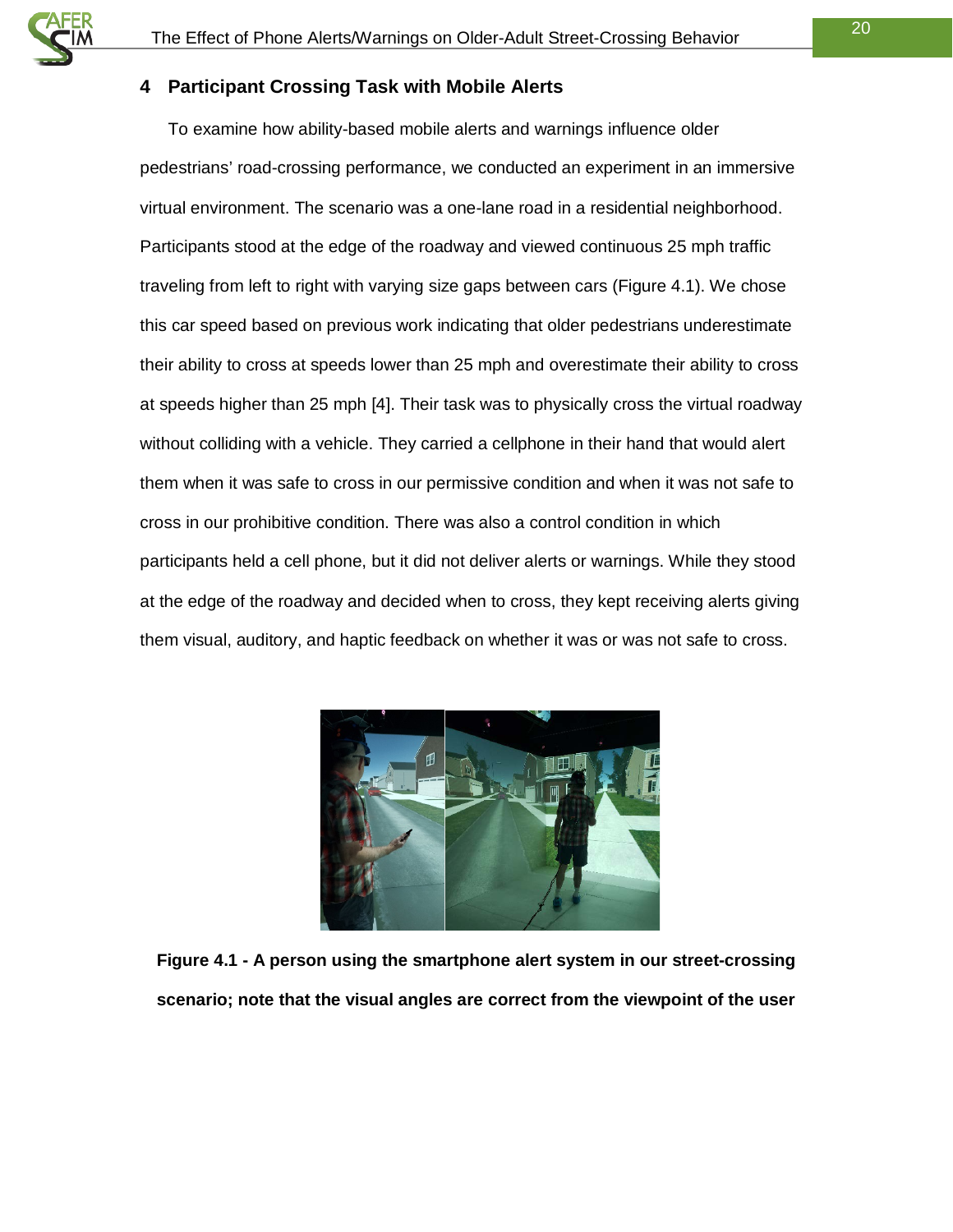# 4 Participant Crossing Task with Mobile Alerts

To examine how ability-based mobile alerts and warnings influence older pedestrians' road-crossing performance, we conducted an experiment in an immersive virtual environment. The scenario was a one-lane road in a residential neighborhood. Participants stood at the edge of the roadway and viewed continuous 25 mph traffic traveling from left to right with varying size gaps between cars (Figure 4.1). We chose this car speed based on previous work indicating that older pedestrians underestimate their ability to cross at speeds lower than 25 mph and overestimate their ability to cross at speeds higher than 25 mph [4]. Their task was to physically cross the virtual roadway without colliding with a vehicle. They carried a cellphone in their hand that would alert them when it was safe to cross in our permissive condition and when it was not safe to cross in our prohibitive condition. There was also a control condition in which participants held a cell phone, but it did not deliver alerts or warnings. While they stood at the edge of the roadway and decided when to cross, they kept receiving alerts giving them visual, auditory, and haptic feedback on whether it was or was not safe to cross.

**Figure 4.1 - A person using the smartphone alert system in our street-crossing scenario; note that the visual angles are correct from the viewpoint of the user**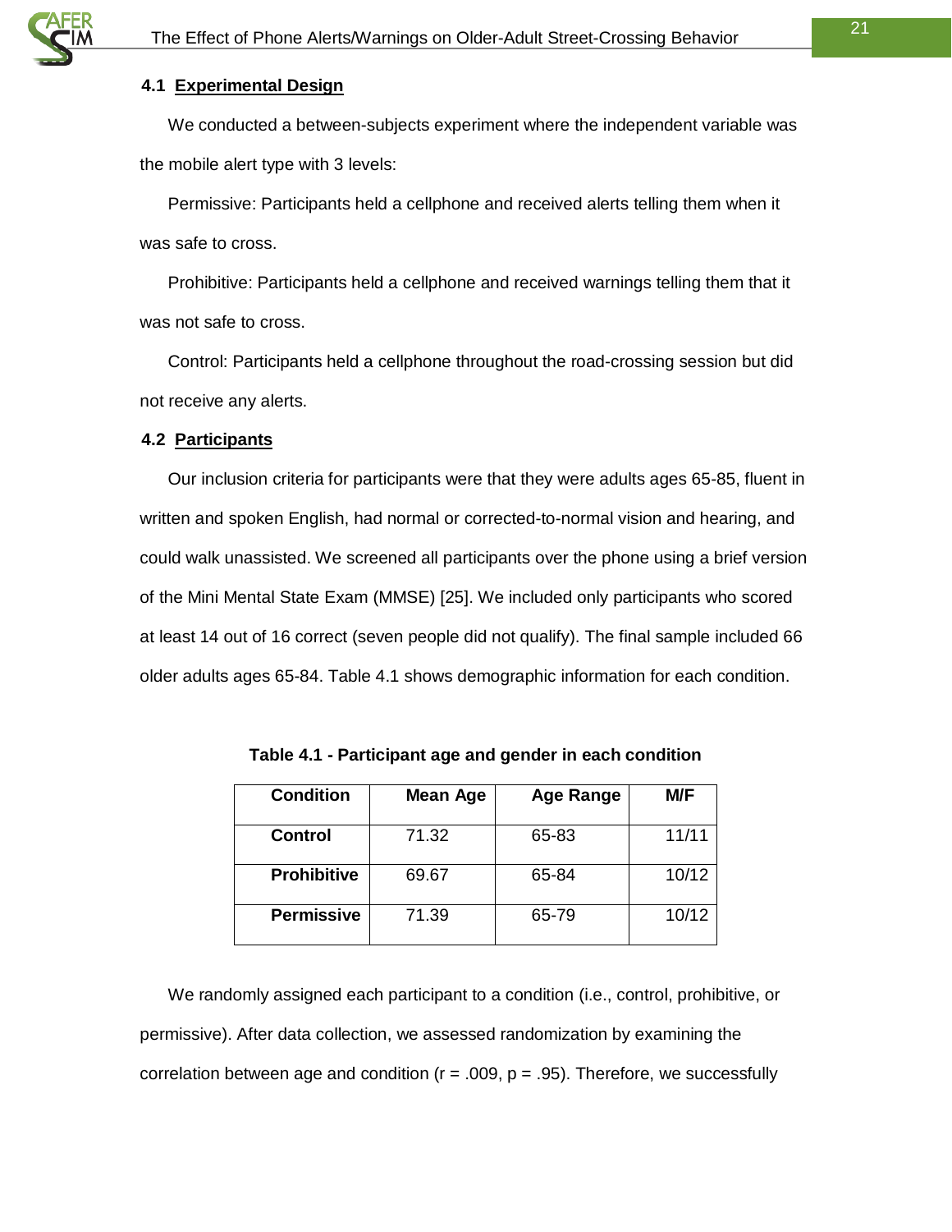### 4.1 Experimental Design

We conducted a between-subjects experiment where the independent variable was the mobile alert type with 3 levels:

Permissive: Participants held a cellphone and received alerts telling them when it was safe to cross.

Prohibitive: Participants held a cellphone and received warnings telling them that it was not safe to cross.

Control: Participants held a cellphone throughout the road-crossing session but did not receive any alerts.

### 4.2 Participants

Our inclusion criteria for participants were that they were adults ages 65-85, fluent in written and spoken English, had normal or corrected-to-normal vision and hearing, and could walk unassisted. We screened all participants over the phone using a brief version of the Mini Mental State Exam (MMSE) [25]. We included only participants who scored at least 14 out of 16 correct (seven people did not qualify). The final sample included 66 older adults ages 65-84. Table 4.1 shows demographic information for each condition.

**Table 4.1 - Participant age and gender in each condition**

| Condition | Mean Age | Age Range | M/F |
|---|---|---|---|
| **Control** | 71.32 | 65-83 | 11/11 |
| **Prohibitive** | 69.67 | 65-84 | 10/12 |
| **Permissive** | 71.39 | 65-79 | 10/12 |

We randomly assigned each participant to a condition (i.e., control, prohibitive, or permissive). After data collection, we assessed randomization by examining the correlation between age and condition ($r = .009$, $p = .95$). Therefore, we successfully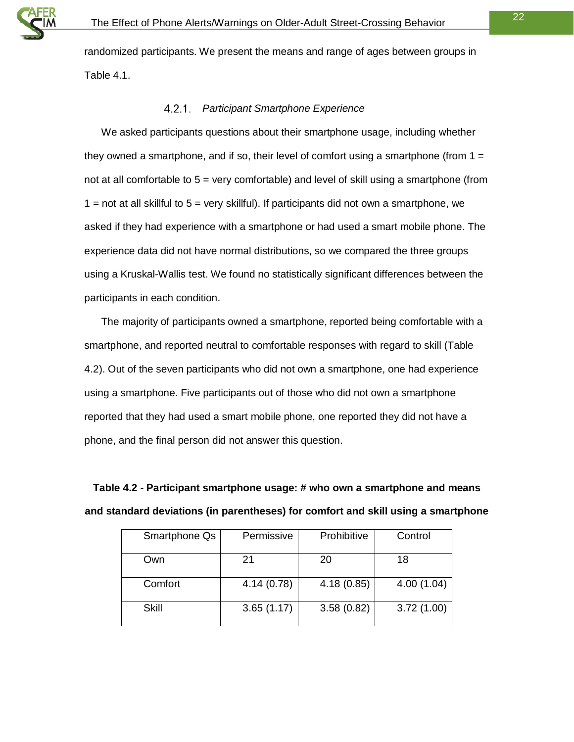randomized participants. We present the means and range of ages between groups in Table 4.1.

#### 4.2.1. *Participant Smartphone Experience*

We asked participants questions about their smartphone usage, including whether they owned a smartphone, and if so, their level of comfort using a smartphone (from 1 = not at all comfortable to 5 = very comfortable) and level of skill using a smartphone (from 1 = not at all skillful to 5 = very skillful). If participants did not own a smartphone, we asked if they had experience with a smartphone or had used a smart mobile phone. The experience data did not have normal distributions, so we compared the three groups using a Kruskal-Wallis test. We found no statistically significant differences between the participants in each condition.

The majority of participants owned a smartphone, reported being comfortable with a smartphone, and reported neutral to comfortable responses with regard to skill (Table 4.2). Out of the seven participants who did not own a smartphone, one had experience using a smartphone. Five participants out of those who did not own a smartphone reported that they had used a smart mobile phone, one reported they did not have a phone, and the final person did not answer this question.

**Table 4.2 - Participant smartphone usage: # who own a smartphone and means and standard deviations (in parentheses) for comfort and skill using a smartphone**

| Smartphone Qs | Permissive | Prohibitive | Control |
|---|---|---|---|
| Own | 21 | 20 | 18 |
| Comfort | 4.14 (0.78) | 4.18 (0.85) | 4.00 (1.04) |
| Skill | 3.65 (1.17) | 3.58 (0.82) | 3.72 (1.00) |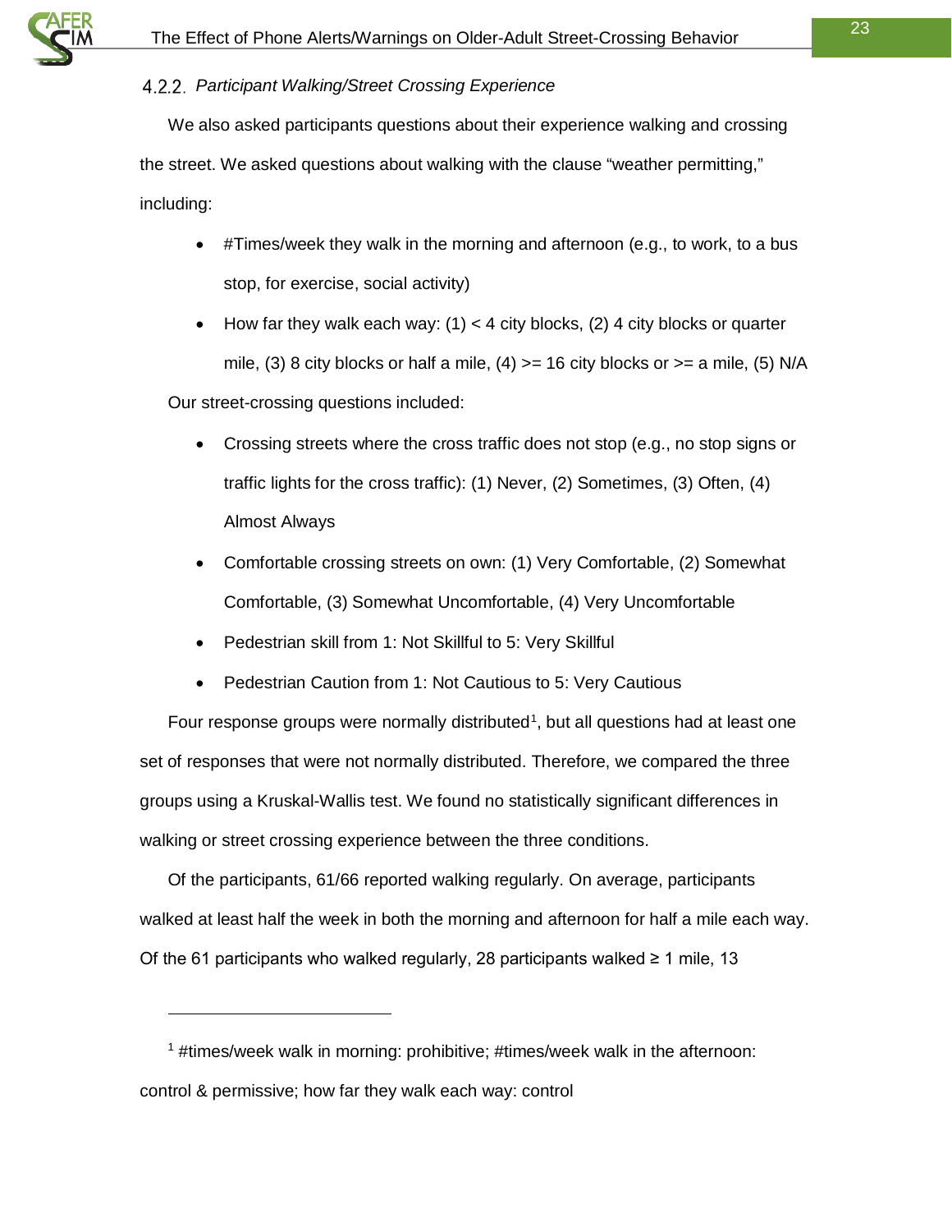### 4.2.2. *Participant Walking/Street Crossing Experience*

We also asked participants questions about their experience walking and crossing the street. We asked questions about walking with the clause "weather permitting," including:

- #Times/week they walk in the morning and afternoon (e.g., to work, to a bus stop, for exercise, social activity)
- How far they walk each way: (1) < 4 city blocks, (2) 4 city blocks or quarter mile, (3) 8 city blocks or half a mile, (4) >= 16 city blocks or >= a mile, (5) N/A

Our street-crossing questions included:

- Crossing streets where the cross traffic does not stop (e.g., no stop signs or traffic lights for the cross traffic): (1) Never, (2) Sometimes, (3) Often, (4) Almost Always
- Comfortable crossing streets on own: (1) Very Comfortable, (2) Somewhat Comfortable, (3) Somewhat Uncomfortable, (4) Very Uncomfortable
- Pedestrian skill from 1: Not Skillful to 5: Very Skillful
- Pedestrian Caution from 1: Not Cautious to 5: Very Cautious

Four response groups were normally distributed[1], but all questions had at least one set of responses that were not normally distributed. Therefore, we compared the three groups using a Kruskal-Wallis test. We found no statistically significant differences in walking or street crossing experience between the three conditions.

Of the participants, 61/66 reported walking regularly. On average, participants walked at least half the week in both the morning and afternoon for half a mile each way. Of the 61 participants who walked regularly, 28 participants walked ≥ 1 mile, 13

---

[1] #times/week walk in morning: prohibitive; #times/week walk in the afternoon: control & permissive; how far they walk each way: control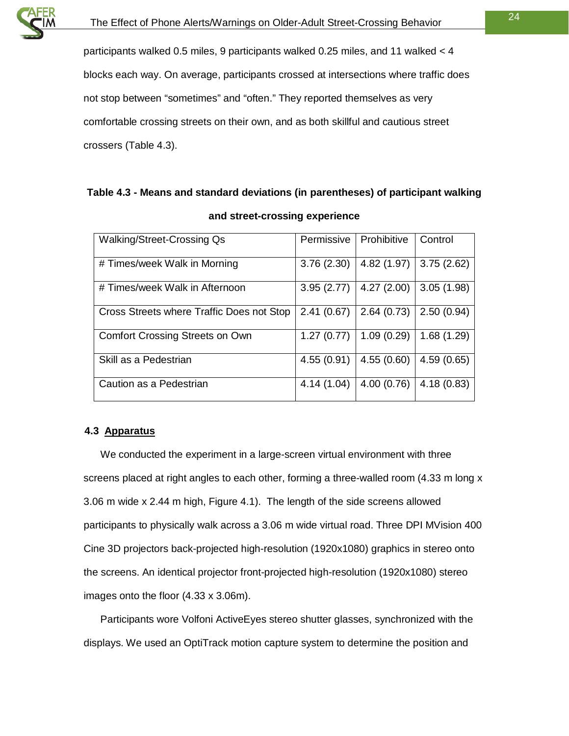participants walked 0.5 miles, 9 participants walked 0.25 miles, and 11 walked < 4 blocks each way. On average, participants crossed at intersections where traffic does not stop between "sometimes" and "often." They reported themselves as very comfortable crossing streets on their own, and as both skillful and cautious street crossers (Table 4.3).

**Table 4.3 - Means and standard deviations (in parentheses) of participant walking and street-crossing experience**

| Walking/Street-Crossing Qs | Permissive | Prohibitive | Control |
| --- | --- | --- | --- |
| # Times/week Walk in Morning | 3.76 (2.30) | 4.82 (1.97) | 3.75 (2.62) |
| # Times/week Walk in Afternoon | 3.95 (2.77) | 4.27 (2.00) | 3.05 (1.98) |
| Cross Streets where Traffic Does not Stop | 2.41 (0.67) | 2.64 (0.73) | 2.50 (0.94) |
| Comfort Crossing Streets on Own | 1.27 (0.77) | 1.09 (0.29) | 1.68 (1.29) |
| Skill as a Pedestrian | 4.55 (0.91) | 4.55 (0.60) | 4.59 (0.65) |
| Caution as a Pedestrian | 4.14 (1.04) | 4.00 (0.76) | 4.18 (0.83) |

### 4.3 Apparatus

We conducted the experiment in a large-screen virtual environment with three screens placed at right angles to each other, forming a three-walled room (4.33 m long x 3.06 m wide x 2.44 m high, Figure 4.1). The length of the side screens allowed participants to physically walk across a 3.06 m wide virtual road. Three DPI MVision 400 Cine 3D projectors back-projected high-resolution (1920x1080) graphics in stereo onto the screens. An identical projector front-projected high-resolution (1920x1080) stereo images onto the floor (4.33 x 3.06m).

Participants wore Volfoni ActiveEyes stereo shutter glasses, synchronized with the displays. We used an OptiTrack motion capture system to determine the position and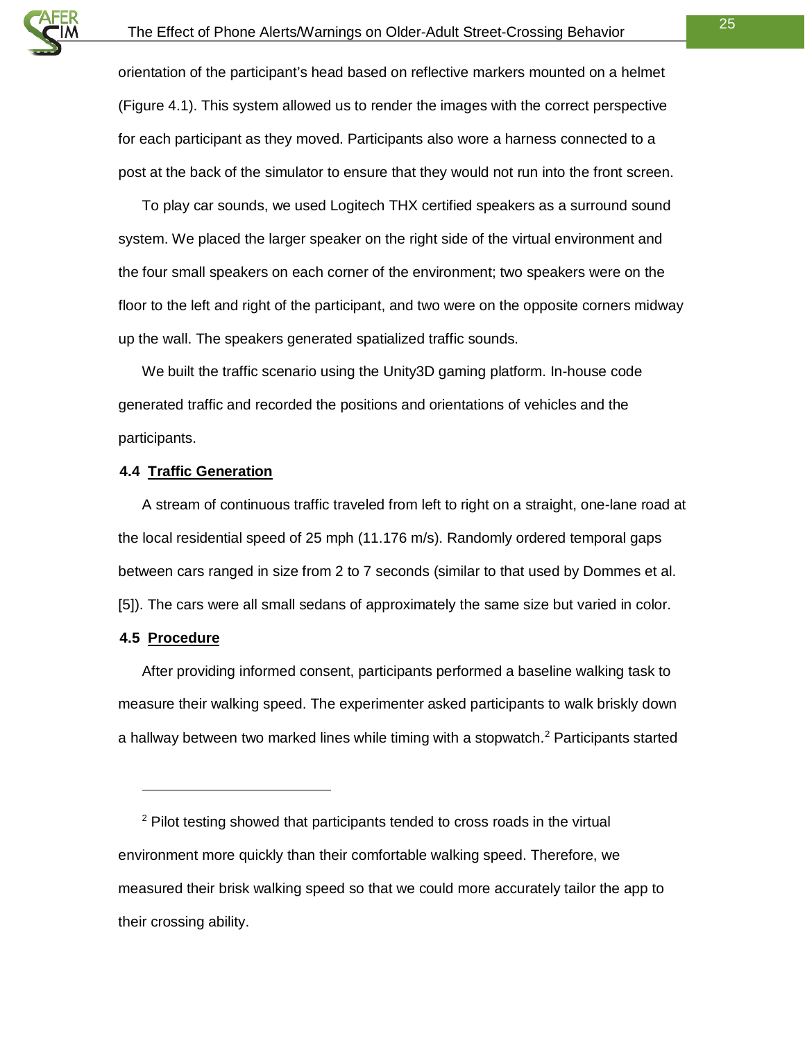orientation of the participant's head based on reflective markers mounted on a helmet (Figure 4.1). This system allowed us to render the images with the correct perspective for each participant as they moved. Participants also wore a harness connected to a post at the back of the simulator to ensure that they would not run into the front screen.

To play car sounds, we used Logitech THX certified speakers as a surround sound system. We placed the larger speaker on the right side of the virtual environment and the four small speakers on each corner of the environment; two speakers were on the floor to the left and right of the participant, and two were on the opposite corners midway up the wall. The speakers generated spatialized traffic sounds.

We built the traffic scenario using the Unity3D gaming platform. In-house code generated traffic and recorded the positions and orientations of vehicles and the participants.

### 4.4 Traffic Generation

A stream of continuous traffic traveled from left to right on a straight, one-lane road at the local residential speed of 25 mph (11.176 m/s). Randomly ordered temporal gaps between cars ranged in size from 2 to 7 seconds (similar to that used by Dommes et al. [5]). The cars were all small sedans of approximately the same size but varied in color.

### 4.5 Procedure

After providing informed consent, participants performed a baseline walking task to measure their walking speed. The experimenter asked participants to walk briskly down a hallway between two marked lines while timing with a stopwatch.[2] Participants started

---

[2] Pilot testing showed that participants tended to cross roads in the virtual environment more quickly than their comfortable walking speed. Therefore, we measured their brisk walking speed so that we could more accurately tailor the app to their crossing ability.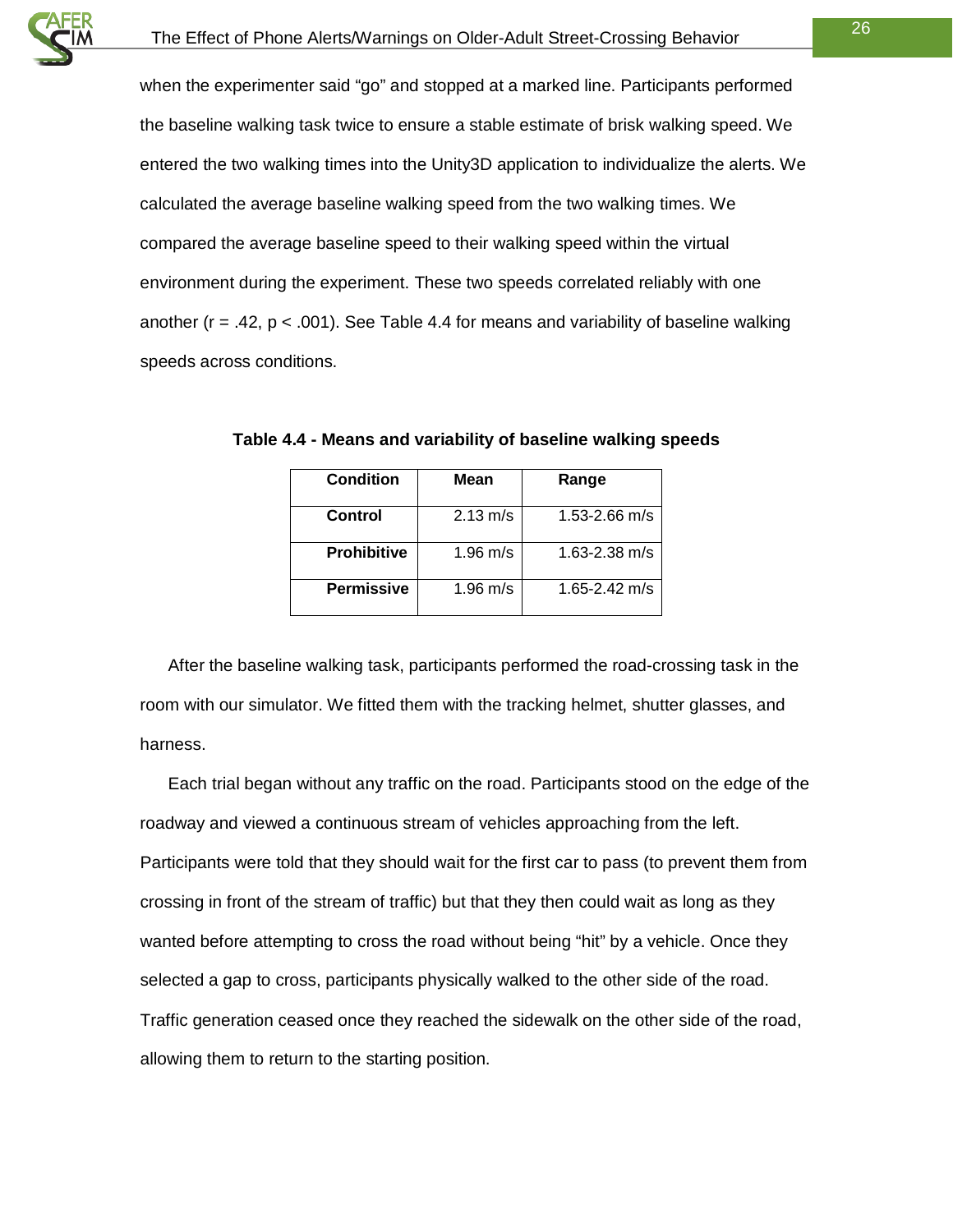when the experimenter said “go” and stopped at a marked line. Participants performed the baseline walking task twice to ensure a stable estimate of brisk walking speed. We entered the two walking times into the Unity3D application to individualize the alerts. We calculated the average baseline walking speed from the two walking times. We compared the average baseline speed to their walking speed within the virtual environment during the experiment. These two speeds correlated reliably with one another ($r = .42$, $p < .001$). See Table 4.4 for means and variability of baseline walking speeds across conditions.

**Table 4.4 - Means and variability of baseline walking speeds**

| Condition | Mean | Range |
|---|---|---|
| **Control** | 2.13 m/s | 1.53-2.66 m/s |
| **Prohibitive** | 1.96 m/s | 1.63-2.38 m/s |
| **Permissive** | 1.96 m/s | 1.65-2.42 m/s |

After the baseline walking task, participants performed the road-crossing task in the room with our simulator. We fitted them with the tracking helmet, shutter glasses, and harness.

Each trial began without any traffic on the road. Participants stood on the edge of the roadway and viewed a continuous stream of vehicles approaching from the left. Participants were told that they should wait for the first car to pass (to prevent them from crossing in front of the stream of traffic) but that they then could wait as long as they wanted before attempting to cross the road without being “hit” by a vehicle. Once they selected a gap to cross, participants physically walked to the other side of the road. Traffic generation ceased once they reached the sidewalk on the other side of the road, allowing them to return to the starting position.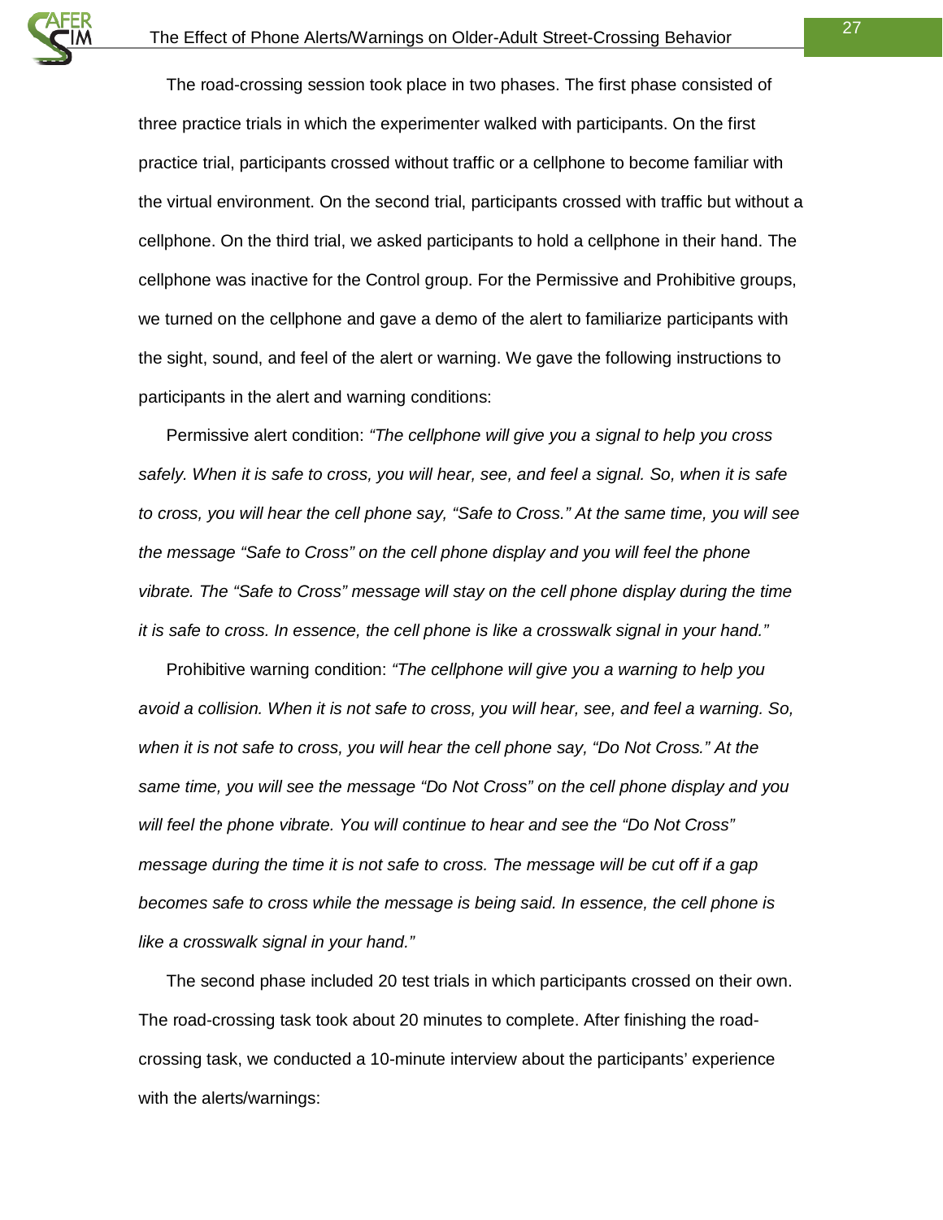The road-crossing session took place in two phases. The first phase consisted of three practice trials in which the experimenter walked with participants. On the first practice trial, participants crossed without traffic or a cellphone to become familiar with the virtual environment. On the second trial, participants crossed with traffic but without a cellphone. On the third trial, we asked participants to hold a cellphone in their hand. The cellphone was inactive for the Control group. For the Permissive and Prohibitive groups, we turned on the cellphone and gave a demo of the alert to familiarize participants with the sight, sound, and feel of the alert or warning. We gave the following instructions to participants in the alert and warning conditions:

Permissive alert condition: *"The cellphone will give you a signal to help you cross safely. When it is safe to cross, you will hear, see, and feel a signal. So, when it is safe to cross, you will hear the cell phone say, "Safe to Cross." At the same time, you will see the message "Safe to Cross" on the cell phone display and you will feel the phone vibrate. The "Safe to Cross" message will stay on the cell phone display during the time it is safe to cross. In essence, the cell phone is like a crosswalk signal in your hand."*

Prohibitive warning condition: *"The cellphone will give you a warning to help you avoid a collision. When it is not safe to cross, you will hear, see, and feel a warning. So, when it is not safe to cross, you will hear the cell phone say, "Do Not Cross." At the same time, you will see the message "Do Not Cross" on the cell phone display and you will feel the phone vibrate. You will continue to hear and see the "Do Not Cross" message during the time it is not safe to cross. The message will be cut off if a gap becomes safe to cross while the message is being said. In essence, the cell phone is like a crosswalk signal in your hand."*

The second phase included 20 test trials in which participants crossed on their own. The road-crossing task took about 20 minutes to complete. After finishing the road-crossing task, we conducted a 10-minute interview about the participants' experience with the alerts/warnings: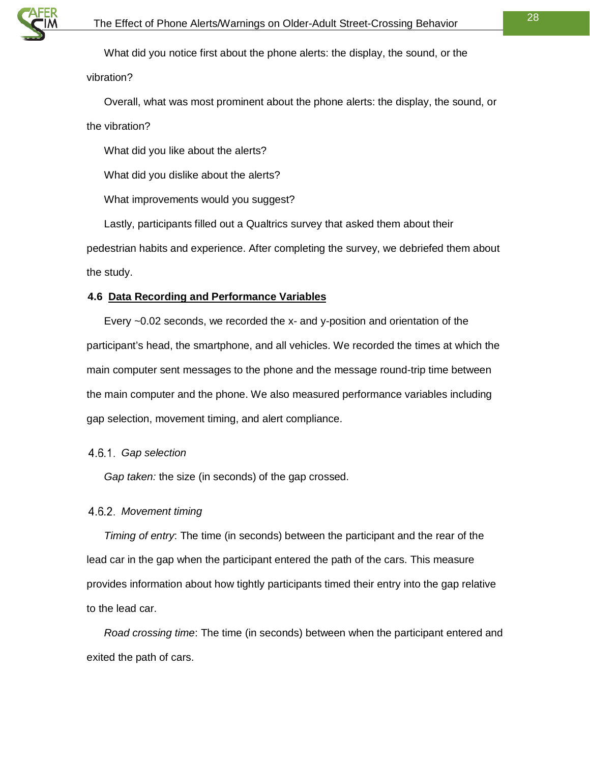What did you notice first about the phone alerts: the display, the sound, or the vibration?

Overall, what was most prominent about the phone alerts: the display, the sound, or the vibration?

What did you like about the alerts?

What did you dislike about the alerts?

What improvements would you suggest?

Lastly, participants filled out a Qualtrics survey that asked them about their pedestrian habits and experience. After completing the survey, we debriefed them about the study.

## 4.6 Data Recording and Performance Variables

Every ~0.02 seconds, we recorded the x- and y-position and orientation of the participant's head, the smartphone, and all vehicles. We recorded the times at which the main computer sent messages to the phone and the message round-trip time between the main computer and the phone. We also measured performance variables including gap selection, movement timing, and alert compliance.

### 4.6.1. *Gap selection*

*Gap taken:* the size (in seconds) of the gap crossed.

### 4.6.2. *Movement timing*

*Timing of entry*: The time (in seconds) between the participant and the rear of the lead car in the gap when the participant entered the path of the cars. This measure provides information about how tightly participants timed their entry into the gap relative to the lead car.

*Road crossing time*: The time (in seconds) between when the participant entered and exited the path of cars.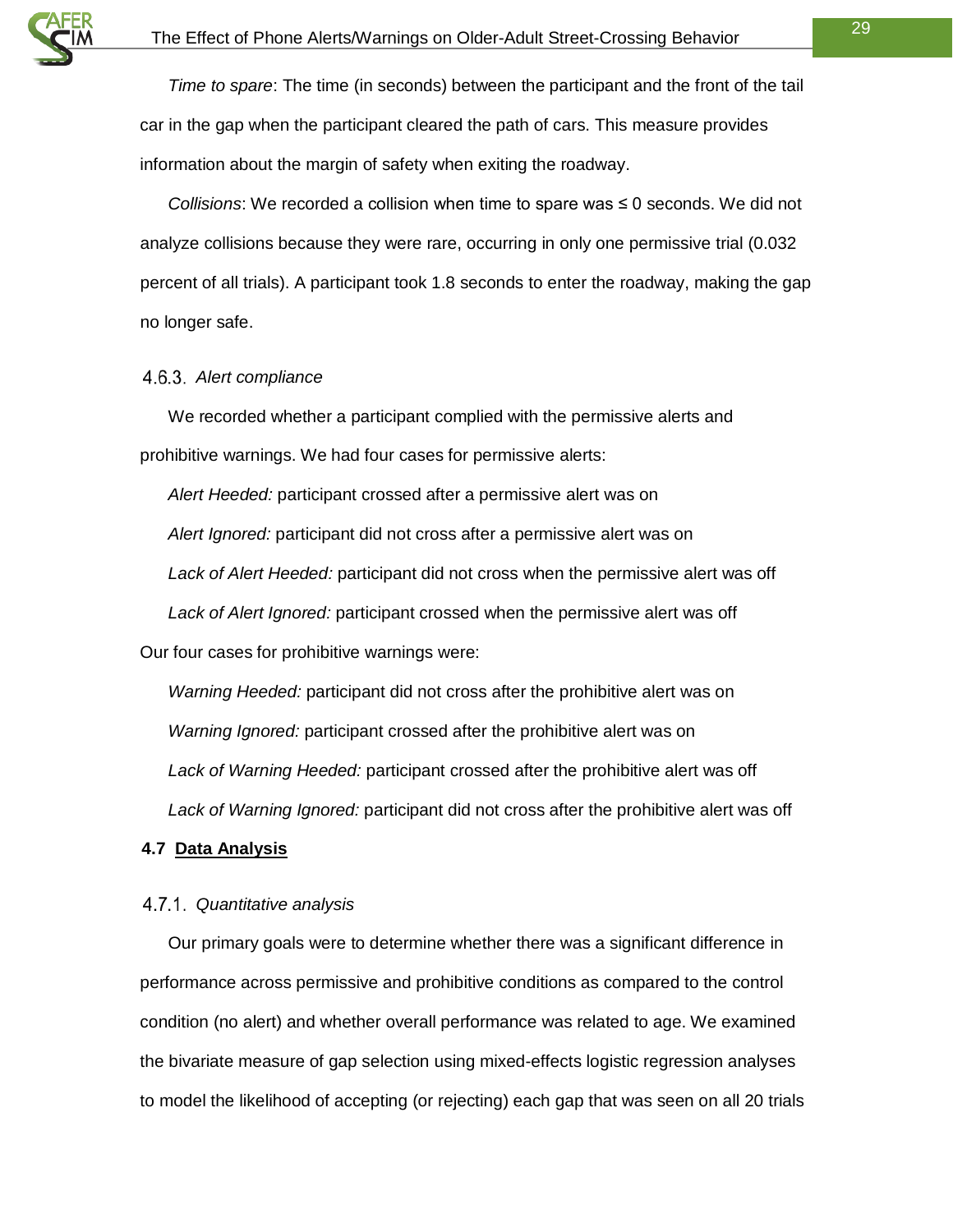*Time to spare*: The time (in seconds) between the participant and the front of the tail car in the gap when the participant cleared the path of cars. This measure provides information about the margin of safety when exiting the roadway.

*Collisions*: We recorded a collision when time to spare was ≤ 0 seconds. We did not analyze collisions because they were rare, occurring in only one permissive trial (0.032 percent of all trials). A participant took 1.8 seconds to enter the roadway, making the gap no longer safe.

#### 4.6.3. *Alert compliance*

We recorded whether a participant complied with the permissive alerts and prohibitive warnings. We had four cases for permissive alerts:

*Alert Heeded:* participant crossed after a permissive alert was on

*Alert Ignored:* participant did not cross after a permissive alert was on

*Lack of Alert Heeded:* participant did not cross when the permissive alert was off

*Lack of Alert Ignored:* participant crossed when the permissive alert was off

Our four cases for prohibitive warnings were:

*Warning Heeded:* participant did not cross after the prohibitive alert was on

*Warning Ignored:* participant crossed after the prohibitive alert was on

*Lack of Warning Heeded:* participant crossed after the prohibitive alert was off

*Lack of Warning Ignored:* participant did not cross after the prohibitive alert was off

## 4.7 Data Analysis

#### 4.7.1. *Quantitative analysis*

Our primary goals were to determine whether there was a significant difference in performance across permissive and prohibitive conditions as compared to the control condition (no alert) and whether overall performance was related to age. We examined the bivariate measure of gap selection using mixed-effects logistic regression analyses to model the likelihood of accepting (or rejecting) each gap that was seen on all 20 trials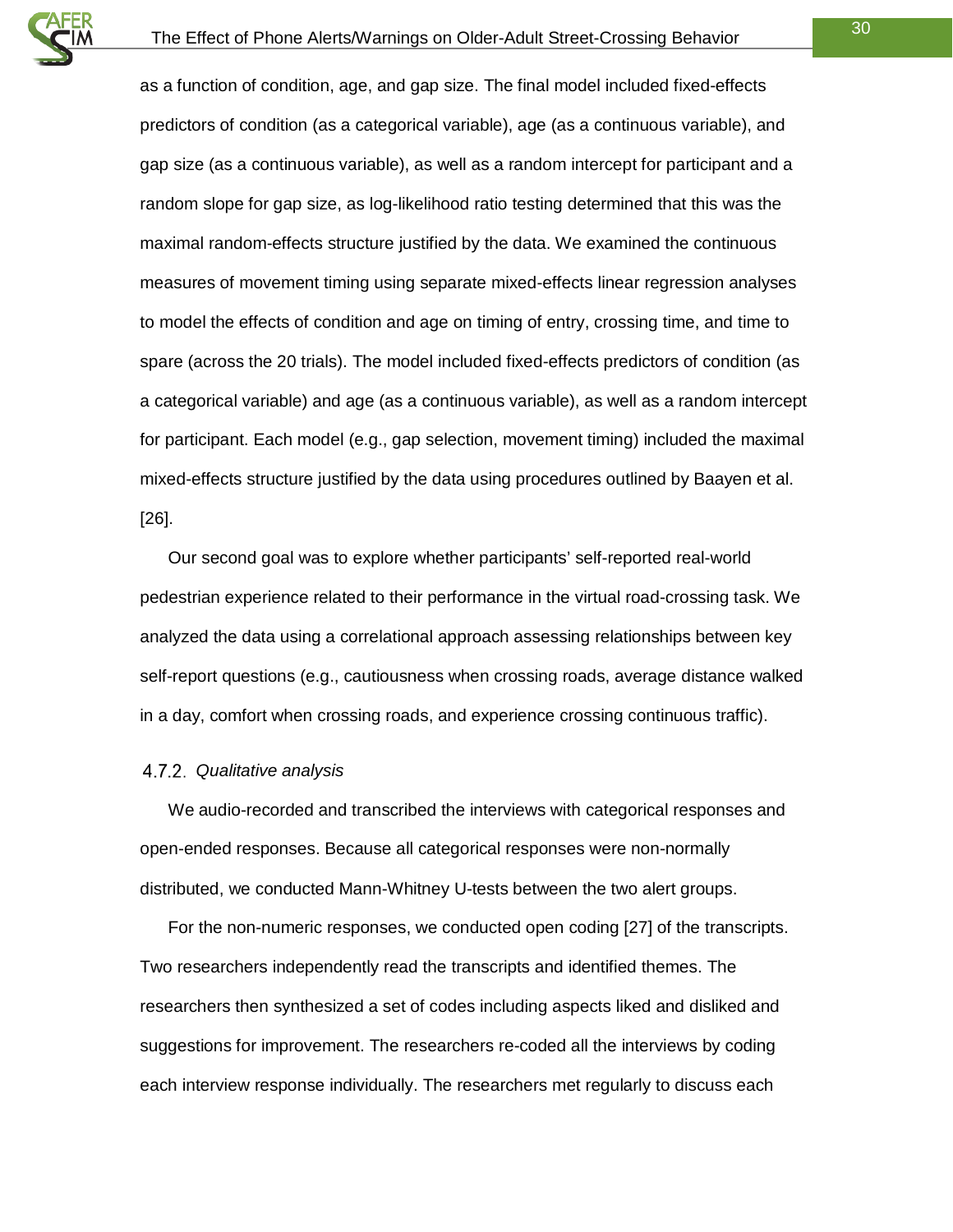as a function of condition, age, and gap size. The final model included fixed-effects predictors of condition (as a categorical variable), age (as a continuous variable), and gap size (as a continuous variable), as well as a random intercept for participant and a random slope for gap size, as log-likelihood ratio testing determined that this was the maximal random-effects structure justified by the data. We examined the continuous measures of movement timing using separate mixed-effects linear regression analyses to model the effects of condition and age on timing of entry, crossing time, and time to spare (across the 20 trials). The model included fixed-effects predictors of condition (as a categorical variable) and age (as a continuous variable), as well as a random intercept for participant. Each model (e.g., gap selection, movement timing) included the maximal mixed-effects structure justified by the data using procedures outlined by Baayen et al. [26].

Our second goal was to explore whether participants' self-reported real-world pedestrian experience related to their performance in the virtual road-crossing task. We analyzed the data using a correlational approach assessing relationships between key self-report questions (e.g., cautiousness when crossing roads, average distance walked in a day, comfort when crossing roads, and experience crossing continuous traffic).

#### 4.7.2. *Qualitative analysis*

We audio-recorded and transcribed the interviews with categorical responses and open-ended responses. Because all categorical responses were non-normally distributed, we conducted Mann-Whitney U-tests between the two alert groups.

For the non-numeric responses, we conducted open coding [27] of the transcripts. Two researchers independently read the transcripts and identified themes. The researchers then synthesized a set of codes including aspects liked and disliked and suggestions for improvement. The researchers re-coded all the interviews by coding each interview response individually. The researchers met regularly to discuss each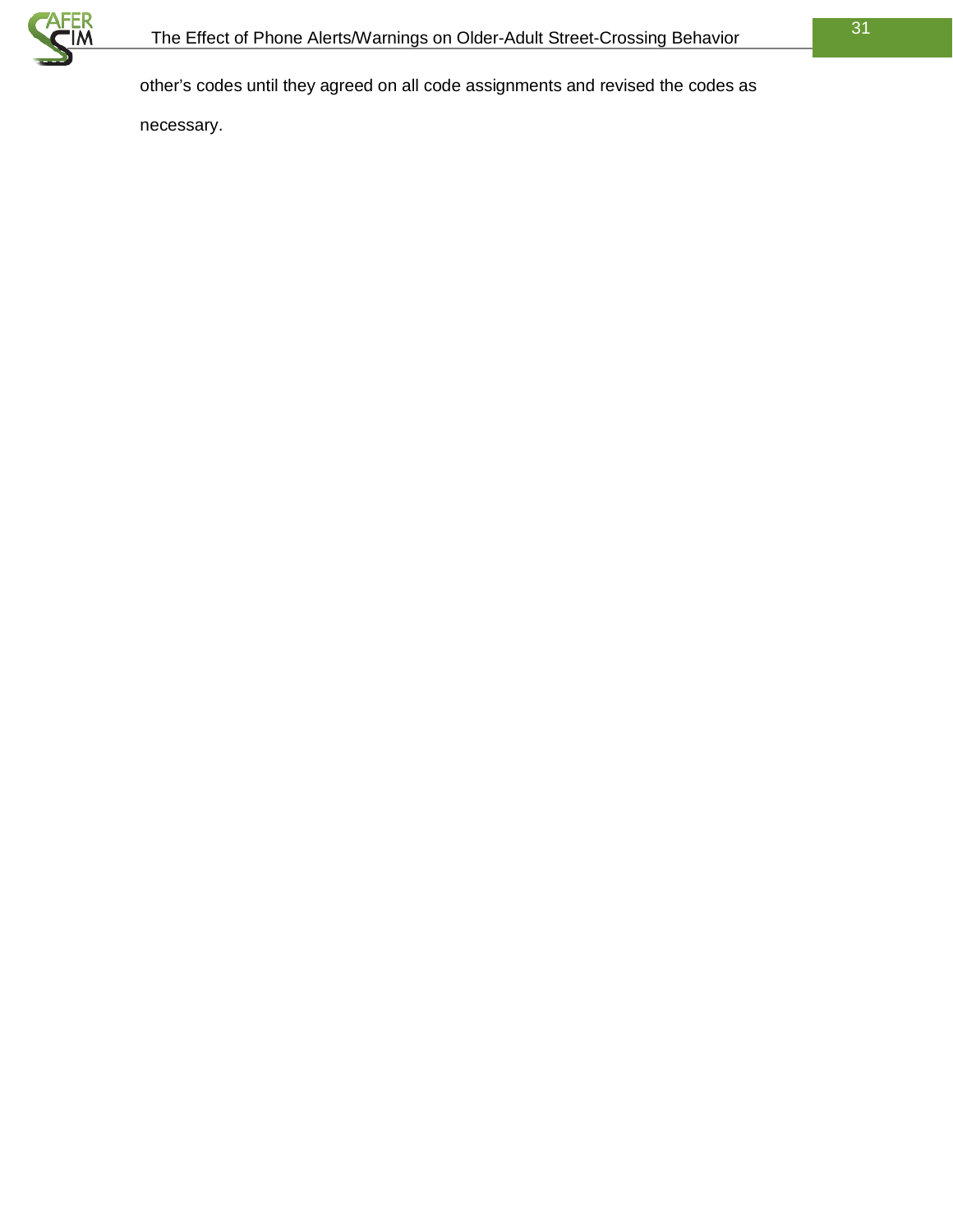other's codes until they agreed on all code assignments and revised the codes as necessary.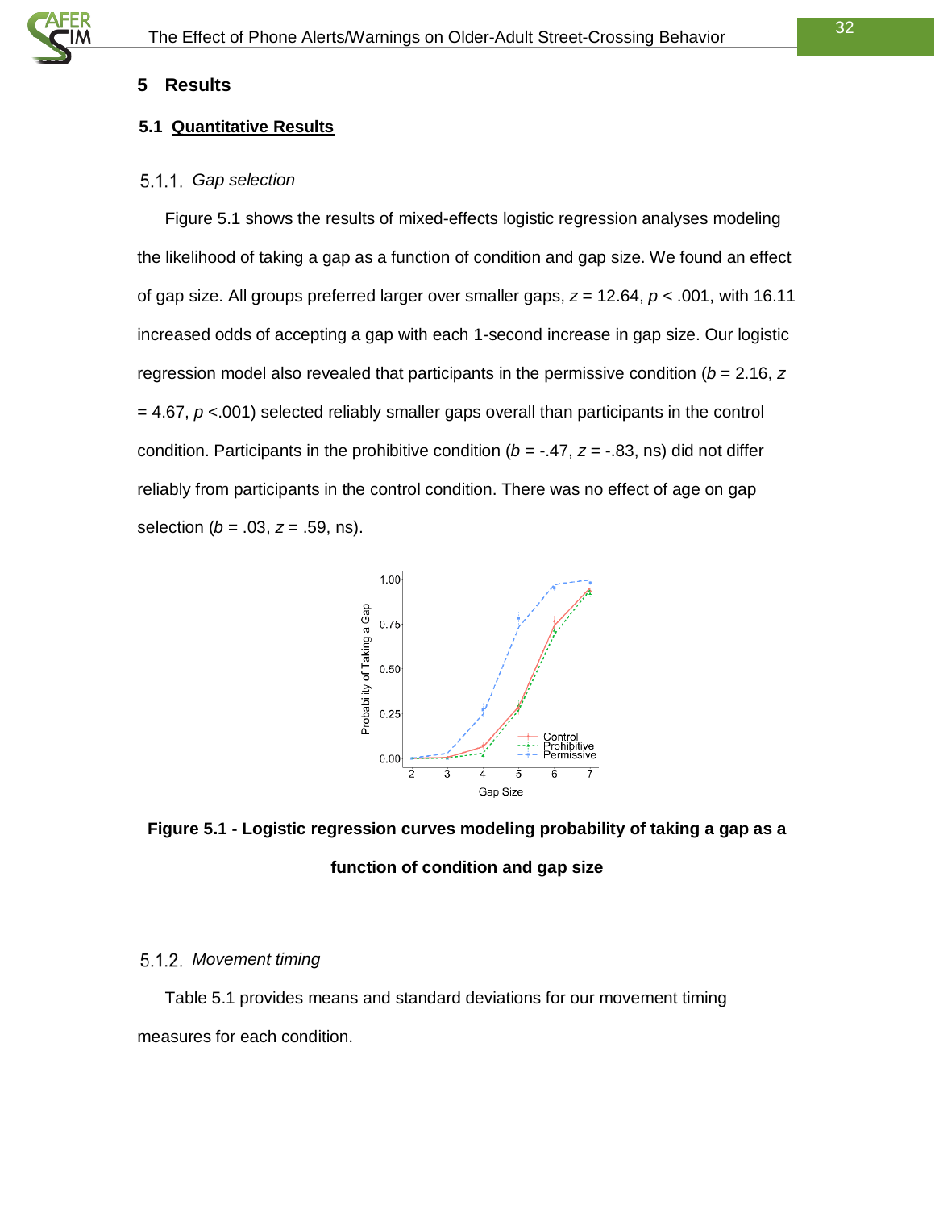## 5 Results

### 5.1 Quantitative Results

#### 5.1.1. *Gap selection*

Figure 5.1 shows the results of mixed-effects logistic regression analyses modeling the likelihood of taking a gap as a function of condition and gap size. We found an effect of gap size. All groups preferred larger over smaller gaps, $z = 12.64$, $p < .001$, with 16.11 increased odds of accepting a gap with each 1-second increase in gap size. Our logistic regression model also revealed that participants in the permissive condition ($b = 2.16$, $z = 4.67$, $p < .001$) selected reliably smaller gaps overall than participants in the control condition. Participants in the prohibitive condition ($b = -.47$, $z = -.83$, ns) did not differ reliably from participants in the control condition. There was no effect of age on gap selection ($b = .03$, $z = .59$, ns).

**Figure 5.1 - Logistic regression curves modeling probability of taking a gap as a function of condition and gap size**

#### 5.1.2. *Movement timing*

Table 5.1 provides means and standard deviations for our movement timing measures for each condition.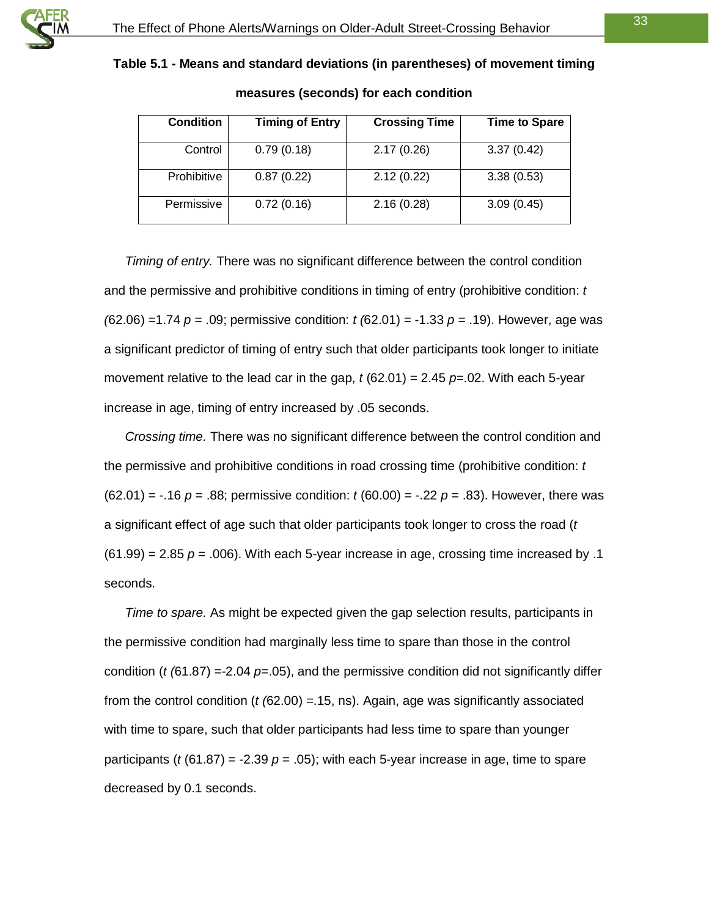**Table 5.1 - Means and standard deviations (in parentheses) of movement timing measures (seconds) for each condition**

| Condition | Timing of Entry | Crossing Time | Time to Spare |
|---|---|---|---|
| Control | 0.79 (0.18) | 2.17 (0.26) | 3.37 (0.42) |
| Prohibitive | 0.87 (0.22) | 2.12 (0.22) | 3.38 (0.53) |
| Permissive | 0.72 (0.16) | 2.16 (0.28) | 3.09 (0.45) |

*Timing of entry.* There was no significant difference between the control condition and the permissive and prohibitive conditions in timing of entry (prohibitive condition: $t$ $(62.06) = 1.74$ $p = .09$; permissive condition: $t$ $(62.01) = -1.33$ $p = .19$). However, age was a significant predictor of timing of entry such that older participants took longer to initiate movement relative to the lead car in the gap, $t$ $(62.01) = 2.45$ $p = .02$. With each 5-year increase in age, timing of entry increased by .05 seconds.

*Crossing time.* There was no significant difference between the control condition and the permissive and prohibitive conditions in road crossing time (prohibitive condition: $t$ $(62.01) = -.16$ $p = .88$; permissive condition: $t$ $(60.00) = -.22$ $p = .83$). However, there was a significant effect of age such that older participants took longer to cross the road ($t$ $(61.99) = 2.85$ $p = .006$). With each 5-year increase in age, crossing time increased by .1 seconds.

*Time to spare.* As might be expected given the gap selection results, participants in the permissive condition had marginally less time to spare than those in the control condition ($t$ $(61.87) = -2.04$ $p = .05$), and the permissive condition did not significantly differ from the control condition ($t$ $(62.00) = .15$, ns). Again, age was significantly associated with time to spare, such that older participants had less time to spare than younger participants ($t$ $(61.87) = -2.39$ $p = .05$); with each 5-year increase in age, time to spare decreased by 0.1 seconds.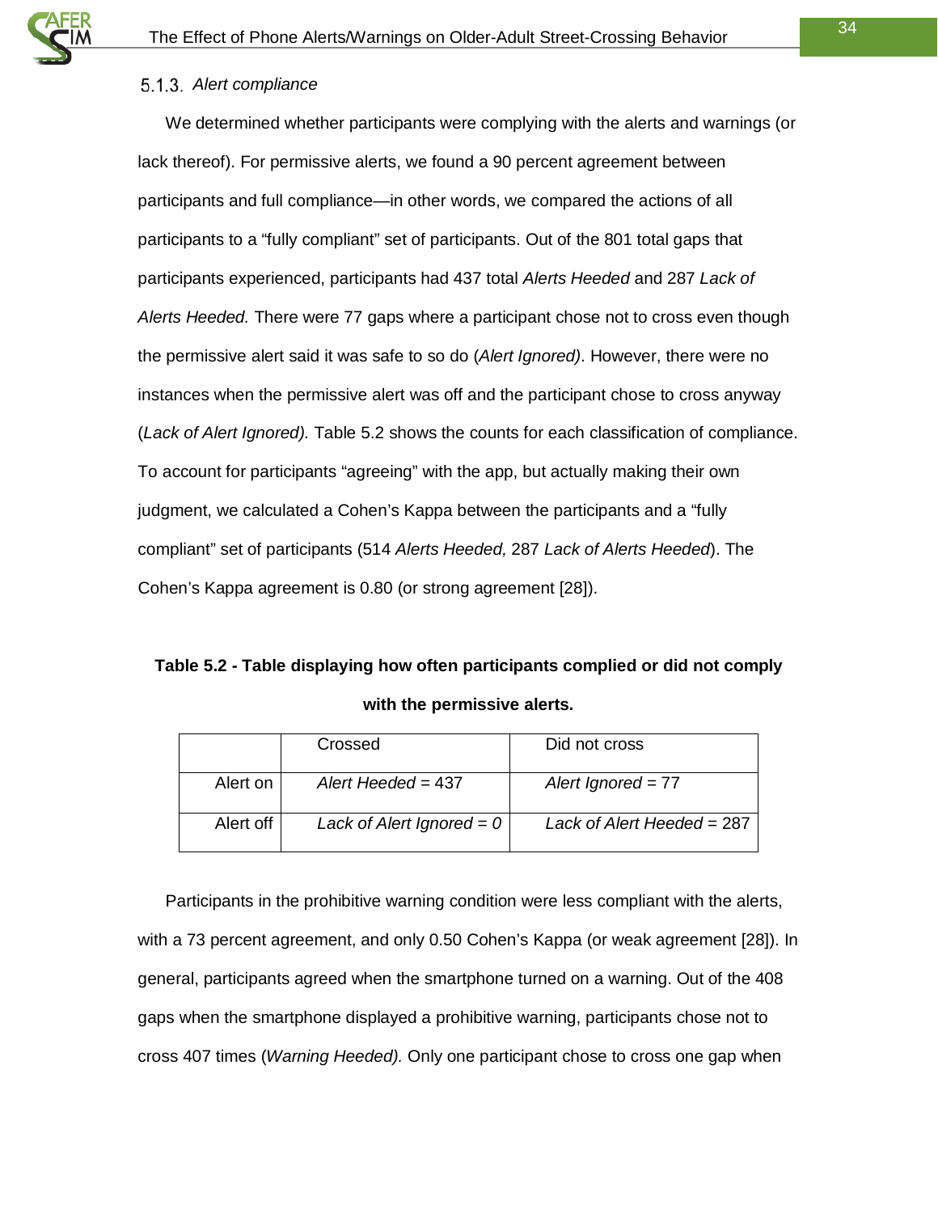### 5.1.3. *Alert compliance*

We determined whether participants were complying with the alerts and warnings (or lack thereof). For permissive alerts, we found a 90 percent agreement between participants and full compliance—in other words, we compared the actions of all participants to a "fully compliant" set of participants. Out of the 801 total gaps that participants experienced, participants had 437 total *Alerts Heeded* and 287 *Lack of Alerts Heeded.* There were 77 gaps where a participant chose not to cross even though the permissive alert said it was safe to so do (*Alert Ignored)*. However, there were no instances when the permissive alert was off and the participant chose to cross anyway (*Lack of Alert Ignored).* Table 5.2 shows the counts for each classification of compliance. To account for participants "agreeing" with the app, but actually making their own judgment, we calculated a Cohen's Kappa between the participants and a "fully compliant" set of participants (514 *Alerts Heeded,* 287 *Lack of Alerts Heeded*). The Cohen's Kappa agreement is 0.80 (or strong agreement [28]).

**Table 5.2 - Table displaying how often participants complied or did not comply with the permissive alerts.**

| | Crossed | Did not cross |
|---|---|---|
| Alert on | *Alert Heeded* = 437 | *Alert Ignored* = 77 |
| Alert off | *Lack of Alert Ignored = 0* | *Lack of Alert Heeded* = 287 |

Participants in the prohibitive warning condition were less compliant with the alerts, with a 73 percent agreement, and only 0.50 Cohen's Kappa (or weak agreement [28]). In general, participants agreed when the smartphone turned on a warning. Out of the 408 gaps when the smartphone displayed a prohibitive warning, participants chose not to cross 407 times (*Warning Heeded).* Only one participant chose to cross one gap when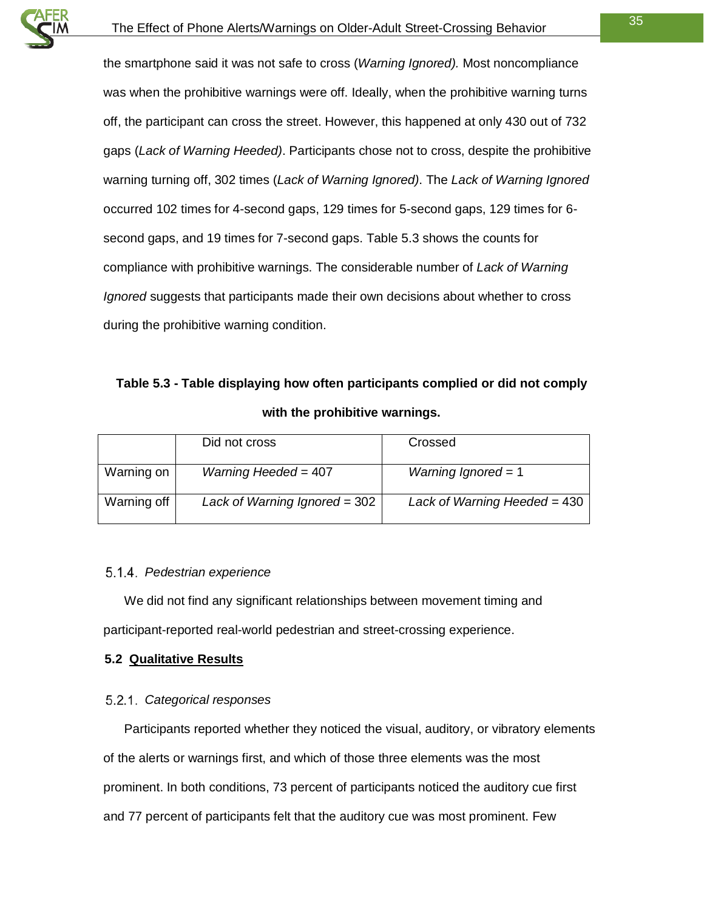the smartphone said it was not safe to cross (*Warning Ignored).* Most noncompliance was when the prohibitive warnings were off. Ideally, when the prohibitive warning turns off, the participant can cross the street. However, this happened at only 430 out of 732 gaps (*Lack of Warning Heeded)*. Participants chose not to cross, despite the prohibitive warning turning off, 302 times (*Lack of Warning Ignored)*. The *Lack of Warning Ignored* occurred 102 times for 4-second gaps, 129 times for 5-second gaps, 129 times for 6-second gaps, and 19 times for 7-second gaps. Table 5.3 shows the counts for compliance with prohibitive warnings. The considerable number of *Lack of Warning Ignored* suggests that participants made their own decisions about whether to cross during the prohibitive warning condition.

**Table 5.3 - Table displaying how often participants complied or did not comply with the prohibitive warnings.**

| | Did not cross | Crossed |
|---|---|---|
| Warning on | *Warning Heeded* = 407 | *Warning Ignored* = 1 |
| Warning off | *Lack of Warning Ignored* = 302 | *Lack of Warning Heeded* = 430 |

### 5.1.4. *Pedestrian experience*

We did not find any significant relationships between movement timing and participant-reported real-world pedestrian and street-crossing experience.

## 5.2 Qualitative Results

### 5.2.1. *Categorical responses*

Participants reported whether they noticed the visual, auditory, or vibratory elements of the alerts or warnings first, and which of those three elements was the most prominent. In both conditions, 73 percent of participants noticed the auditory cue first and 77 percent of participants felt that the auditory cue was most prominent. Few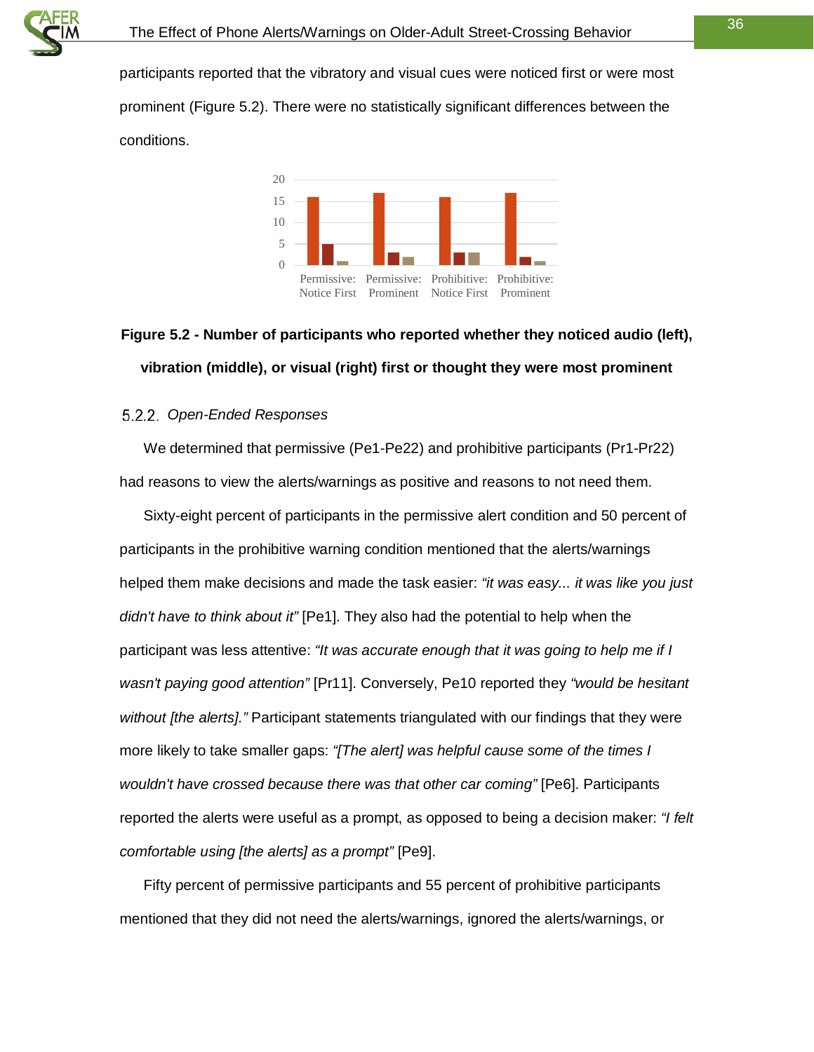participants reported that the vibratory and visual cues were noticed first or were most prominent (Figure 5.2). There were no statistically significant differences between the conditions.

**Figure 5.2 - Number of participants who reported whether they noticed audio (left), vibration (middle), or visual (right) first or thought they were most prominent**

### 5.2.2. *Open-Ended Responses*

We determined that permissive (Pe1-Pe22) and prohibitive participants (Pr1-Pr22) had reasons to view the alerts/warnings as positive and reasons to not need them.

Sixty-eight percent of participants in the permissive alert condition and 50 percent of participants in the prohibitive warning condition mentioned that the alerts/warnings helped them make decisions and made the task easier: *"it was easy... it was like you just didn't have to think about it"* [Pe1]. They also had the potential to help when the participant was less attentive: *"It was accurate enough that it was going to help me if I wasn't paying good attention"* [Pr11]. Conversely, Pe10 reported they *"would be hesitant without [the alerts]."* Participant statements triangulated with our findings that they were more likely to take smaller gaps: *"[The alert] was helpful cause some of the times I wouldn't have crossed because there was that other car coming"* [Pe6]. Participants reported the alerts were useful as a prompt, as opposed to being a decision maker: *"I felt comfortable using [the alerts] as a prompt"* [Pe9].

Fifty percent of permissive participants and 55 percent of prohibitive participants mentioned that they did not need the alerts/warnings, ignored the alerts/warnings, or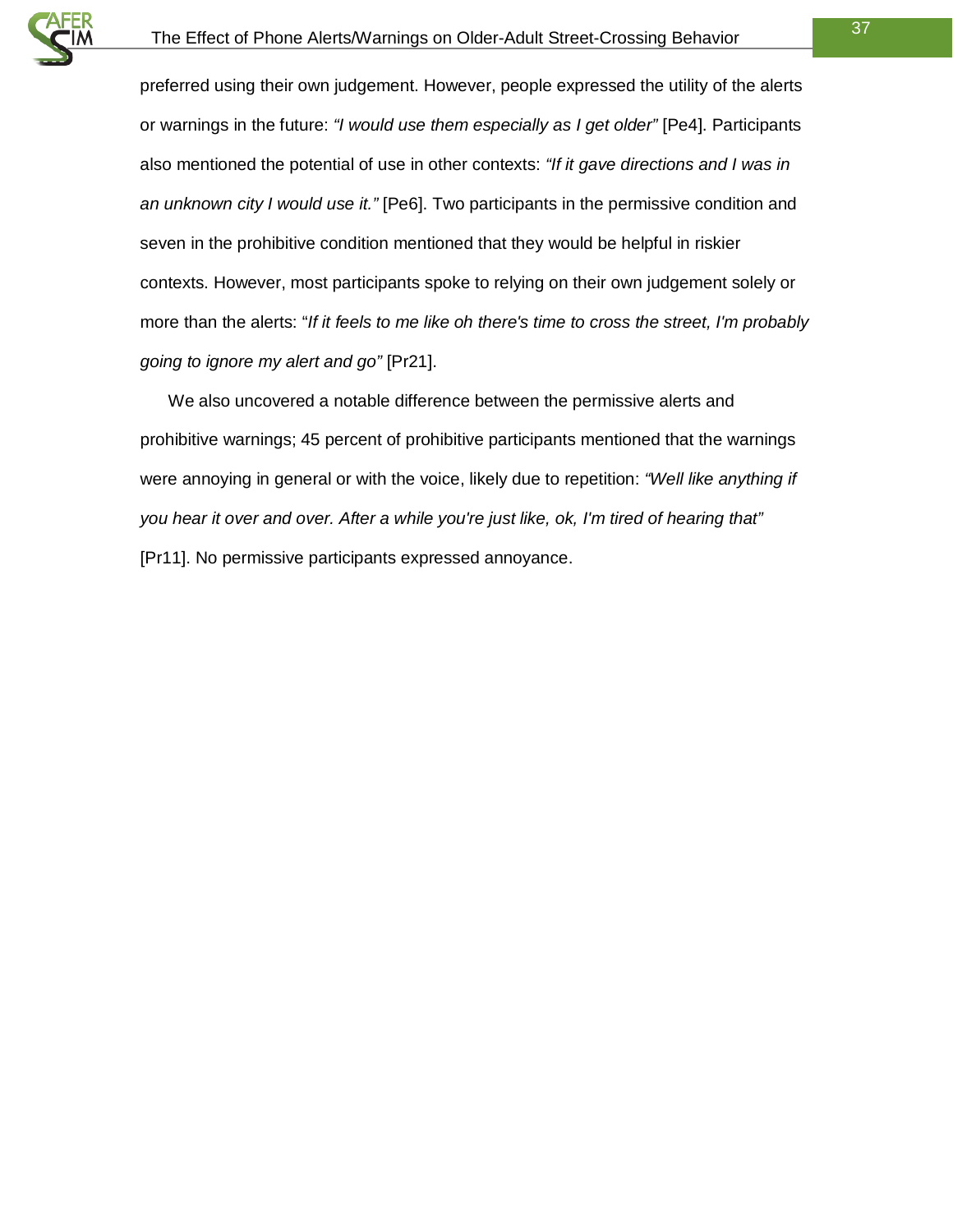preferred using their own judgement. However, people expressed the utility of the alerts or warnings in the future: *"I would use them especially as I get older"* [Pe4]. Participants also mentioned the potential of use in other contexts: *"If it gave directions and I was in an unknown city I would use it."* [Pe6]. Two participants in the permissive condition and seven in the prohibitive condition mentioned that they would be helpful in riskier contexts. However, most participants spoke to relying on their own judgement solely or more than the alerts: "*If it feels to me like oh there's time to cross the street, I'm probably going to ignore my alert and go"* [Pr21].

We also uncovered a notable difference between the permissive alerts and prohibitive warnings; 45 percent of prohibitive participants mentioned that the warnings were annoying in general or with the voice, likely due to repetition: *"Well like anything if you hear it over and over. After a while you're just like, ok, I'm tired of hearing that"* [Pr11]. No permissive participants expressed annoyance.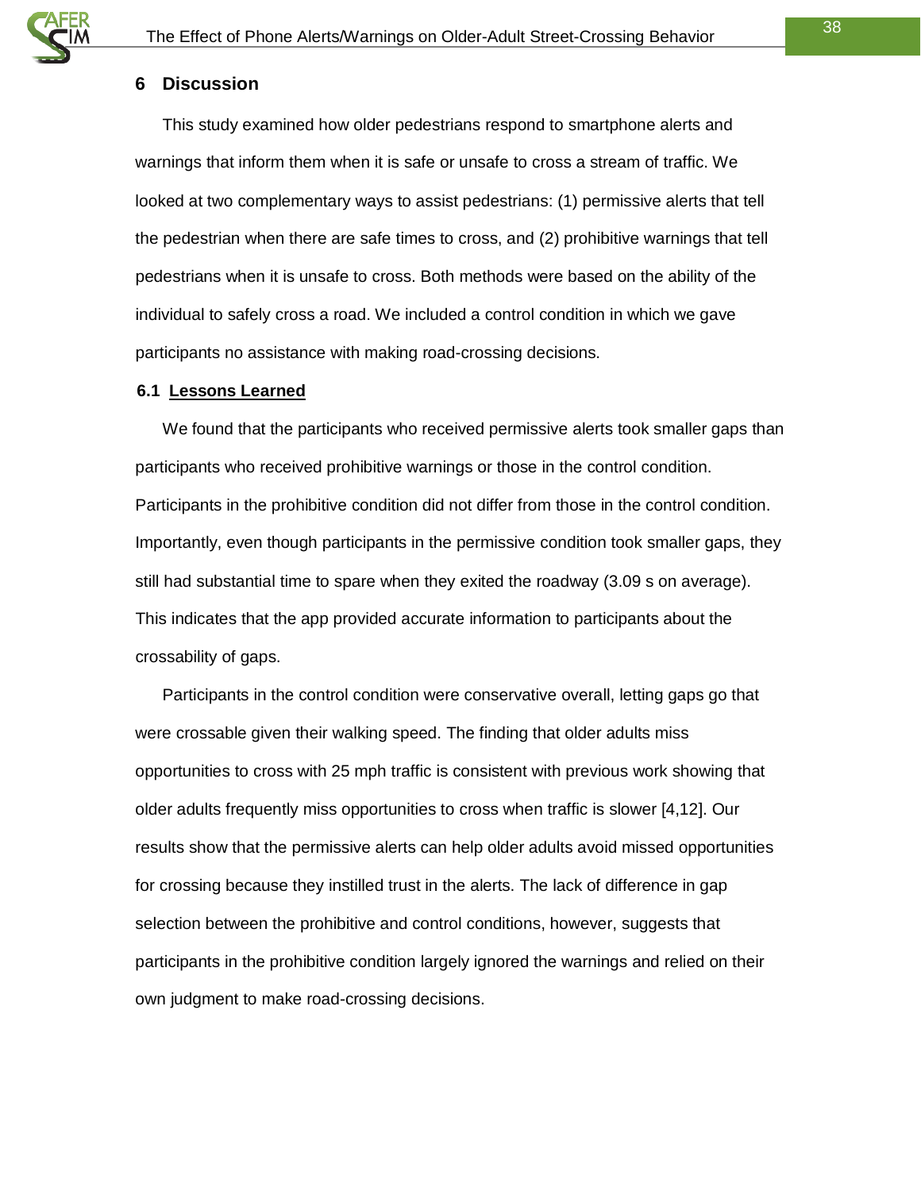## 6 Discussion

This study examined how older pedestrians respond to smartphone alerts and warnings that inform them when it is safe or unsafe to cross a stream of traffic. We looked at two complementary ways to assist pedestrians: (1) permissive alerts that tell the pedestrian when there are safe times to cross, and (2) prohibitive warnings that tell pedestrians when it is unsafe to cross. Both methods were based on the ability of the individual to safely cross a road. We included a control condition in which we gave participants no assistance with making road-crossing decisions.

### 6.1 Lessons Learned

We found that the participants who received permissive alerts took smaller gaps than participants who received prohibitive warnings or those in the control condition. Participants in the prohibitive condition did not differ from those in the control condition. Importantly, even though participants in the permissive condition took smaller gaps, they still had substantial time to spare when they exited the roadway (3.09 s on average). This indicates that the app provided accurate information to participants about the crossability of gaps.

Participants in the control condition were conservative overall, letting gaps go that were crossable given their walking speed. The finding that older adults miss opportunities to cross with 25 mph traffic is consistent with previous work showing that older adults frequently miss opportunities to cross when traffic is slower [4,12]. Our results show that the permissive alerts can help older adults avoid missed opportunities for crossing because they instilled trust in the alerts. The lack of difference in gap selection between the prohibitive and control conditions, however, suggests that participants in the prohibitive condition largely ignored the warnings and relied on their own judgment to make road-crossing decisions.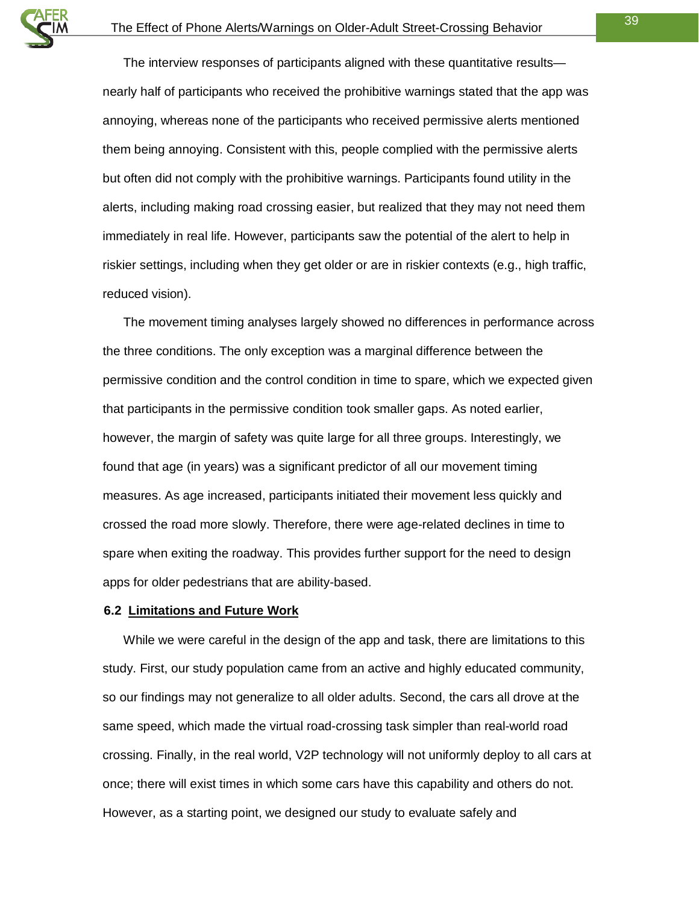The interview responses of participants aligned with these quantitative results—nearly half of participants who received the prohibitive warnings stated that the app was annoying, whereas none of the participants who received permissive alerts mentioned them being annoying. Consistent with this, people complied with the permissive alerts but often did not comply with the prohibitive warnings. Participants found utility in the alerts, including making road crossing easier, but realized that they may not need them immediately in real life. However, participants saw the potential of the alert to help in riskier settings, including when they get older or are in riskier contexts (e.g., high traffic, reduced vision).

The movement timing analyses largely showed no differences in performance across the three conditions. The only exception was a marginal difference between the permissive condition and the control condition in time to spare, which we expected given that participants in the permissive condition took smaller gaps. As noted earlier, however, the margin of safety was quite large for all three groups. Interestingly, we found that age (in years) was a significant predictor of all our movement timing measures. As age increased, participants initiated their movement less quickly and crossed the road more slowly. Therefore, there were age-related declines in time to spare when exiting the roadway. This provides further support for the need to design apps for older pedestrians that are ability-based.

### 6.2 Limitations and Future Work

While we were careful in the design of the app and task, there are limitations to this study. First, our study population came from an active and highly educated community, so our findings may not generalize to all older adults. Second, the cars all drove at the same speed, which made the virtual road-crossing task simpler than real-world road crossing. Finally, in the real world, V2P technology will not uniformly deploy to all cars at once; there will exist times in which some cars have this capability and others do not. However, as a starting point, we designed our study to evaluate safely and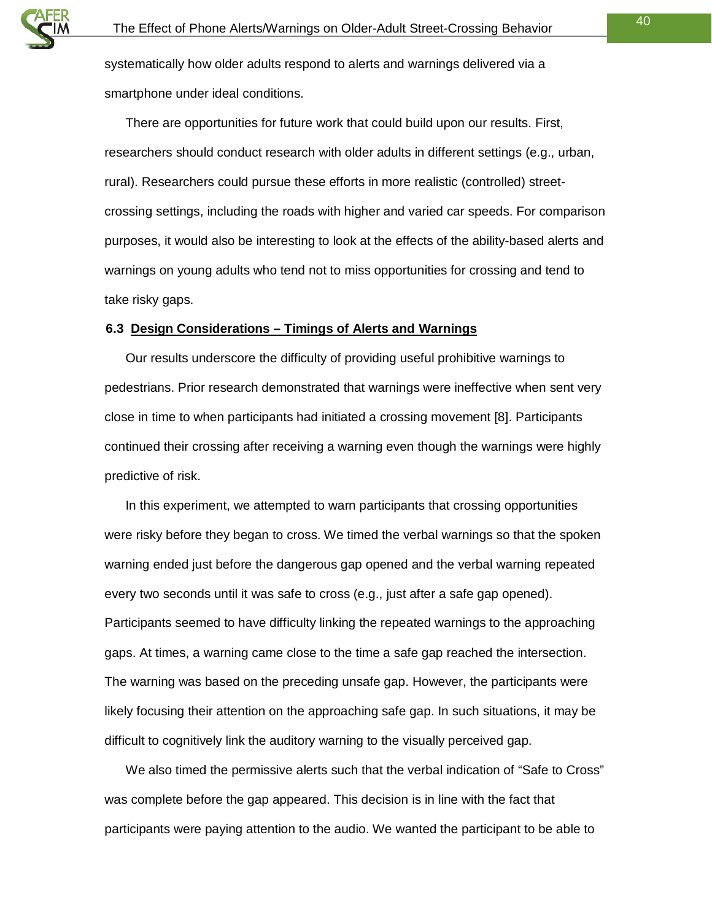systematically how older adults respond to alerts and warnings delivered via a smartphone under ideal conditions.

There are opportunities for future work that could build upon our results. First, researchers should conduct research with older adults in different settings (e.g., urban, rural). Researchers could pursue these efforts in more realistic (controlled) street-crossing settings, including the roads with higher and varied car speeds. For comparison purposes, it would also be interesting to look at the effects of the ability-based alerts and warnings on young adults who tend not to miss opportunities for crossing and tend to take risky gaps.

### 6.3 Design Considerations – Timings of Alerts and Warnings

Our results underscore the difficulty of providing useful prohibitive warnings to pedestrians. Prior research demonstrated that warnings were ineffective when sent very close in time to when participants had initiated a crossing movement [8]. Participants continued their crossing after receiving a warning even though the warnings were highly predictive of risk.

In this experiment, we attempted to warn participants that crossing opportunities were risky before they began to cross. We timed the verbal warnings so that the spoken warning ended just before the dangerous gap opened and the verbal warning repeated every two seconds until it was safe to cross (e.g., just after a safe gap opened). Participants seemed to have difficulty linking the repeated warnings to the approaching gaps. At times, a warning came close to the time a safe gap reached the intersection. The warning was based on the preceding unsafe gap. However, the participants were likely focusing their attention on the approaching safe gap. In such situations, it may be difficult to cognitively link the auditory warning to the visually perceived gap.

We also timed the permissive alerts such that the verbal indication of "Safe to Cross" was complete before the gap appeared. This decision is in line with the fact that participants were paying attention to the audio. We wanted the participant to be able to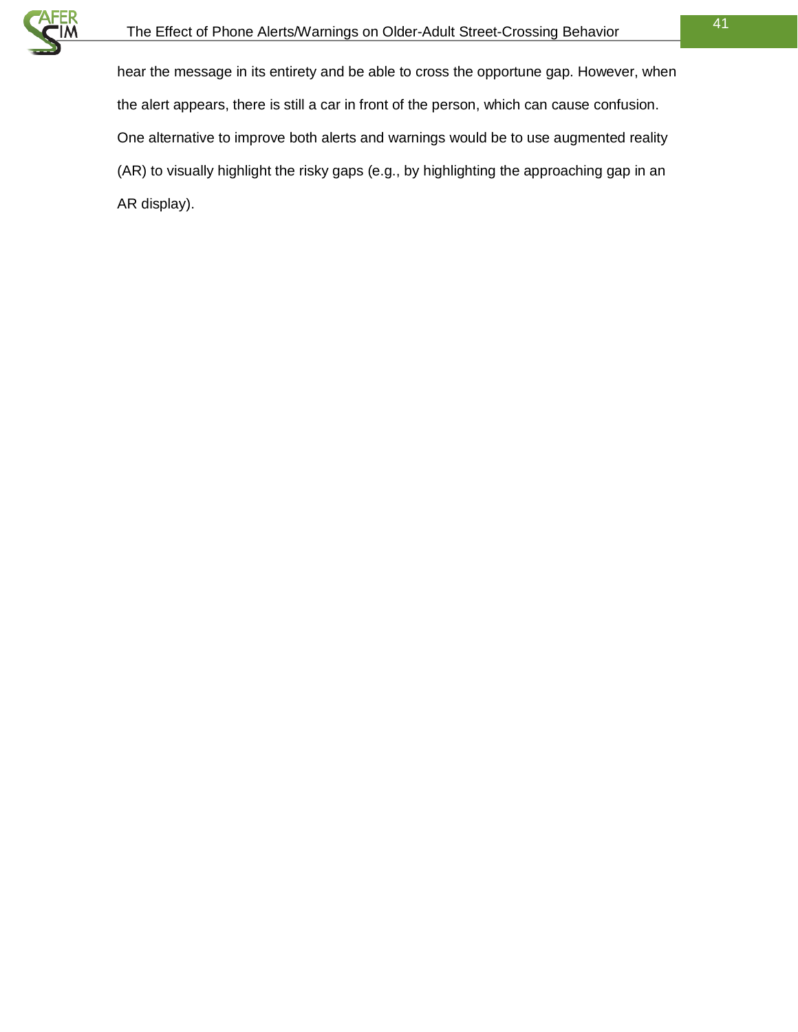hear the message in its entirety and be able to cross the opportune gap. However, when the alert appears, there is still a car in front of the person, which can cause confusion. One alternative to improve both alerts and warnings would be to use augmented reality (AR) to visually highlight the risky gaps (e.g., by highlighting the approaching gap in an AR display).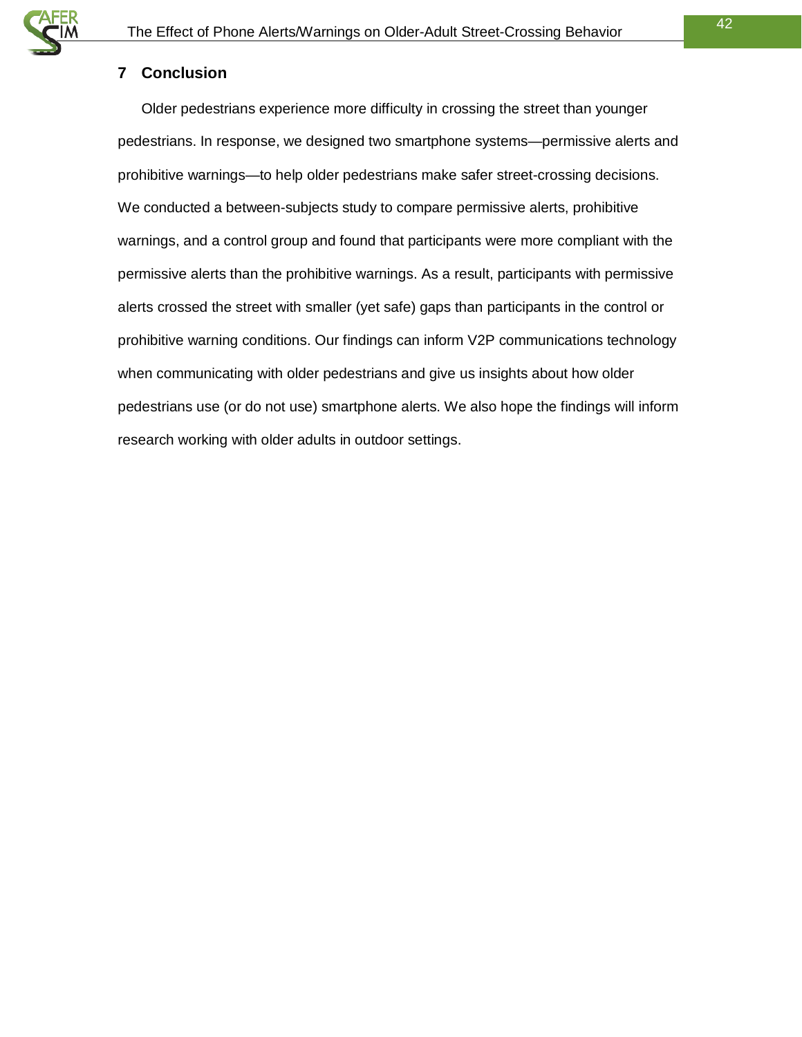# 7 Conclusion

Older pedestrians experience more difficulty in crossing the street than younger pedestrians. In response, we designed two smartphone systems—permissive alerts and prohibitive warnings—to help older pedestrians make safer street-crossing decisions. We conducted a between-subjects study to compare permissive alerts, prohibitive warnings, and a control group and found that participants were more compliant with the permissive alerts than the prohibitive warnings. As a result, participants with permissive alerts crossed the street with smaller (yet safe) gaps than participants in the control or prohibitive warning conditions. Our findings can inform V2P communications technology when communicating with older pedestrians and give us insights about how older pedestrians use (or do not use) smartphone alerts. We also hope the findings will inform research working with older adults in outdoor settings.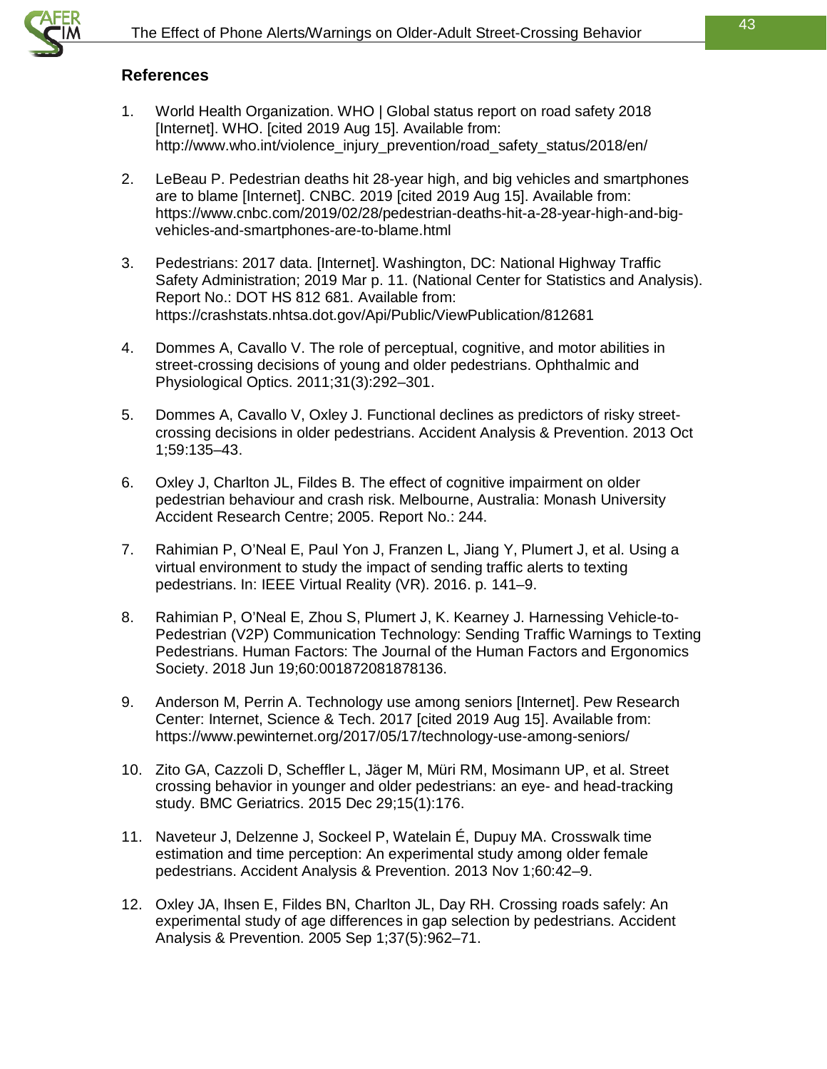## References

1. World Health Organization. WHO | Global status report on road safety 2018 [Internet]. WHO. [cited 2019 Aug 15]. Available from: http://www.who.int/violence_injury_prevention/road_safety_status/2018/en/

2. LeBeau P. Pedestrian deaths hit 28-year high, and big vehicles and smartphones are to blame [Internet]. CNBC. 2019 [cited 2019 Aug 15]. Available from: https://www.cnbc.com/2019/02/28/pedestrian-deaths-hit-a-28-year-high-and-big-vehicles-and-smartphones-are-to-blame.html

3. Pedestrians: 2017 data. [Internet]. Washington, DC: National Highway Traffic Safety Administration; 2019 Mar p. 11. (National Center for Statistics and Analysis). Report No.: DOT HS 812 681. Available from: https://crashstats.nhtsa.dot.gov/Api/Public/ViewPublication/812681

4. Dommes A, Cavallo V. The role of perceptual, cognitive, and motor abilities in street-crossing decisions of young and older pedestrians. Ophthalmic and Physiological Optics. 2011;31(3):292–301.

5. Dommes A, Cavallo V, Oxley J. Functional declines as predictors of risky street-crossing decisions in older pedestrians. Accident Analysis & Prevention. 2013 Oct 1;59:135–43.

6. Oxley J, Charlton JL, Fildes B. The effect of cognitive impairment on older pedestrian behaviour and crash risk. Melbourne, Australia: Monash University Accident Research Centre; 2005. Report No.: 244.

7. Rahimian P, O'Neal E, Paul Yon J, Franzen L, Jiang Y, Plumert J, et al. Using a virtual environment to study the impact of sending traffic alerts to texting pedestrians. In: IEEE Virtual Reality (VR). 2016. p. 141–9.

8. Rahimian P, O'Neal E, Zhou S, Plumert J, K. Kearney J. Harnessing Vehicle-to-Pedestrian (V2P) Communication Technology: Sending Traffic Warnings to Texting Pedestrians. Human Factors: The Journal of the Human Factors and Ergonomics Society. 2018 Jun 19;60:001872081878136.

9. Anderson M, Perrin A. Technology use among seniors [Internet]. Pew Research Center: Internet, Science & Tech. 2017 [cited 2019 Aug 15]. Available from: https://www.pewinternet.org/2017/05/17/technology-use-among-seniors/

10. Zito GA, Cazzoli D, Scheffler L, Jäger M, Müri RM, Mosimann UP, et al. Street crossing behavior in younger and older pedestrians: an eye- and head-tracking study. BMC Geriatrics. 2015 Dec 29;15(1):176.

11. Naveteur J, Delzenne J, Sockeel P, Watelain É, Dupuy MA. Crosswalk time estimation and time perception: An experimental study among older female pedestrians. Accident Analysis & Prevention. 2013 Nov 1;60:42–9.

12. Oxley JA, Ihsen E, Fildes BN, Charlton JL, Day RH. Crossing roads safely: An experimental study of age differences in gap selection by pedestrians. Accident Analysis & Prevention. 2005 Sep 1;37(5):962–71.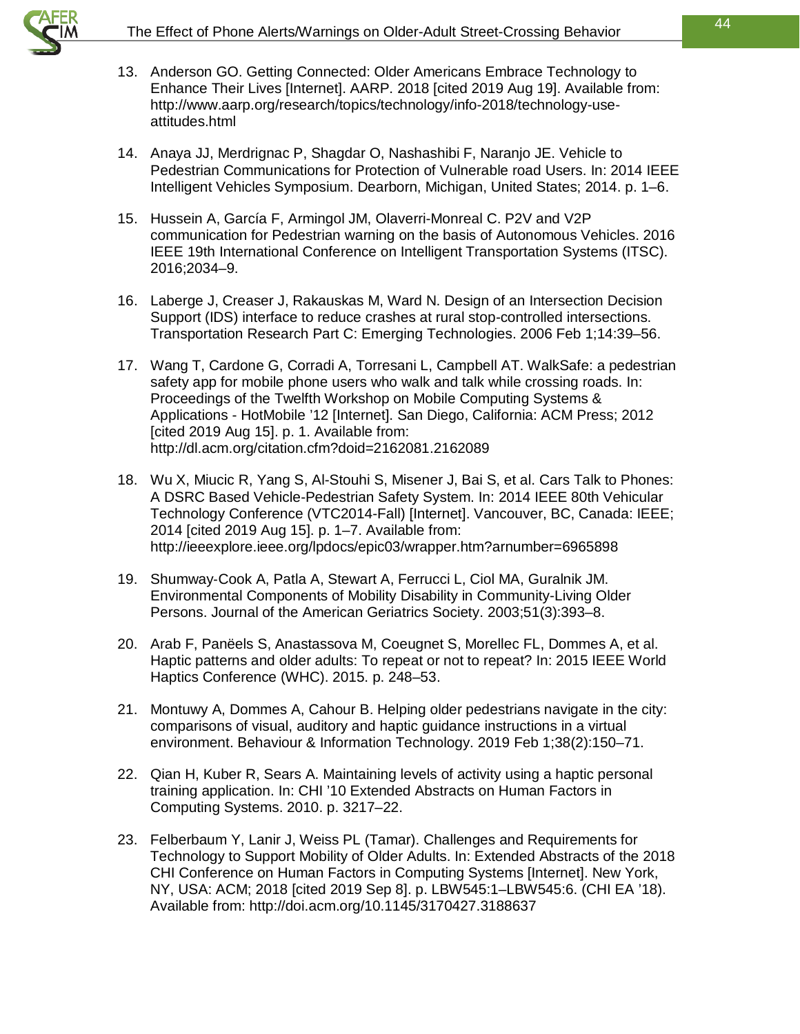13. Anderson GO. Getting Connected: Older Americans Embrace Technology to Enhance Their Lives [Internet]. AARP. 2018 [cited 2019 Aug 19]. Available from: http://www.aarp.org/research/topics/technology/info-2018/technology-use-attitudes.html

14. Anaya JJ, Merdrignac P, Shagdar O, Nashashibi F, Naranjo JE. Vehicle to Pedestrian Communications for Protection of Vulnerable road Users. In: 2014 IEEE Intelligent Vehicles Symposium. Dearborn, Michigan, United States; 2014. p. 1–6.

15. Hussein A, García F, Armingol JM, Olaverri-Monreal C. P2V and V2P communication for Pedestrian warning on the basis of Autonomous Vehicles. 2016 IEEE 19th International Conference on Intelligent Transportation Systems (ITSC). 2016;2034–9.

16. Laberge J, Creaser J, Rakauskas M, Ward N. Design of an Intersection Decision Support (IDS) interface to reduce crashes at rural stop-controlled intersections. Transportation Research Part C: Emerging Technologies. 2006 Feb 1;14:39–56.

17. Wang T, Cardone G, Corradi A, Torresani L, Campbell AT. WalkSafe: a pedestrian safety app for mobile phone users who walk and talk while crossing roads. In: Proceedings of the Twelfth Workshop on Mobile Computing Systems & Applications - HotMobile '12 [Internet]. San Diego, California: ACM Press; 2012 [cited 2019 Aug 15]. p. 1. Available from: http://dl.acm.org/citation.cfm?doid=2162081.2162089

18. Wu X, Miucic R, Yang S, Al-Stouhi S, Misener J, Bai S, et al. Cars Talk to Phones: A DSRC Based Vehicle-Pedestrian Safety System. In: 2014 IEEE 80th Vehicular Technology Conference (VTC2014-Fall) [Internet]. Vancouver, BC, Canada: IEEE; 2014 [cited 2019 Aug 15]. p. 1–7. Available from: http://ieeexplore.ieee.org/lpdocs/epic03/wrapper.htm?arnumber=6965898

19. Shumway-Cook A, Patla A, Stewart A, Ferrucci L, Ciol MA, Guralnik JM. Environmental Components of Mobility Disability in Community-Living Older Persons. Journal of the American Geriatrics Society. 2003;51(3):393–8.

20. Arab F, Panëels S, Anastassova M, Coeugnet S, Morellec FL, Dommes A, et al. Haptic patterns and older adults: To repeat or not to repeat? In: 2015 IEEE World Haptics Conference (WHC). 2015. p. 248–53.

21. Montuwy A, Dommes A, Cahour B. Helping older pedestrians navigate in the city: comparisons of visual, auditory and haptic guidance instructions in a virtual environment. Behaviour & Information Technology. 2019 Feb 1;38(2):150–71.

22. Qian H, Kuber R, Sears A. Maintaining levels of activity using a haptic personal training application. In: CHI '10 Extended Abstracts on Human Factors in Computing Systems. 2010. p. 3217–22.

23. Felberbaum Y, Lanir J, Weiss PL (Tamar). Challenges and Requirements for Technology to Support Mobility of Older Adults. In: Extended Abstracts of the 2018 CHI Conference on Human Factors in Computing Systems [Internet]. New York, NY, USA: ACM; 2018 [cited 2019 Sep 8]. p. LBW545:1–LBW545:6. (CHI EA '18). Available from: http://doi.acm.org/10.1145/3170427.3188637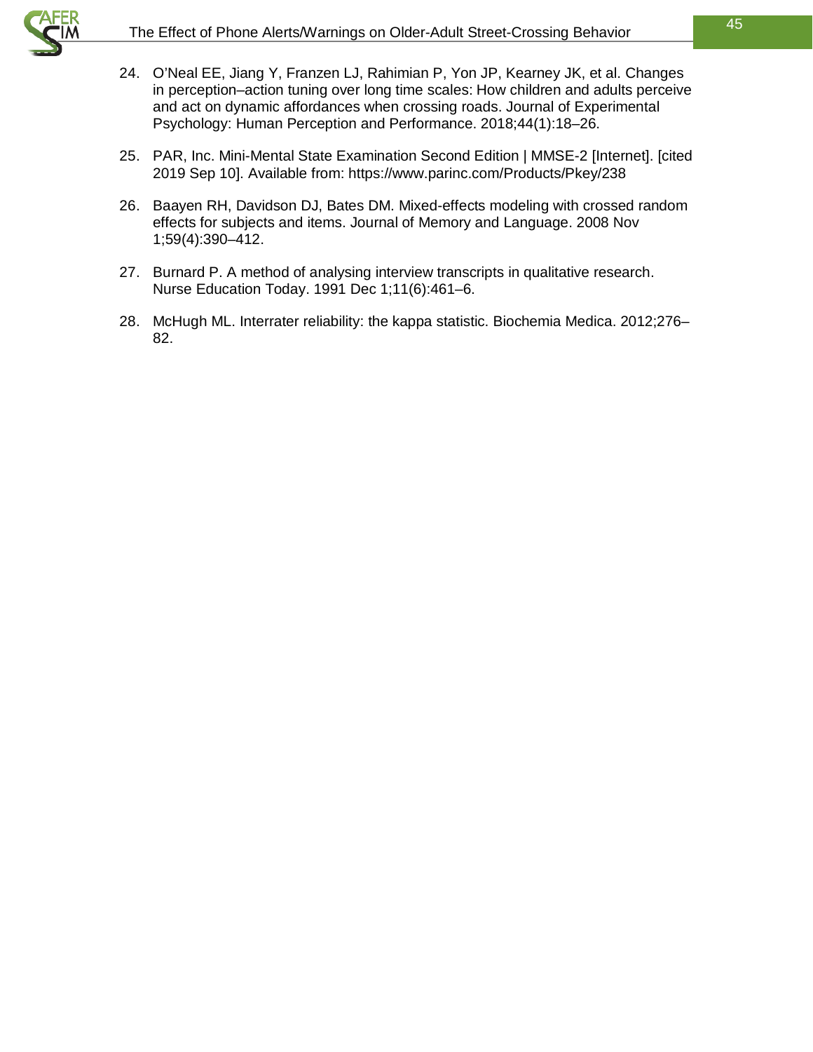24. O'Neal EE, Jiang Y, Franzen LJ, Rahimian P, Yon JP, Kearney JK, et al. Changes in perception–action tuning over long time scales: How children and adults perceive and act on dynamic affordances when crossing roads. Journal of Experimental Psychology: Human Perception and Performance. 2018;44(1):18–26.

25. PAR, Inc. Mini-Mental State Examination Second Edition | MMSE-2 [Internet]. [cited 2019 Sep 10]. Available from: https://www.parinc.com/Products/Pkey/238

26. Baayen RH, Davidson DJ, Bates DM. Mixed-effects modeling with crossed random effects for subjects and items. Journal of Memory and Language. 2008 Nov 1;59(4):390–412.

27. Burnard P. A method of analysing interview transcripts in qualitative research. Nurse Education Today. 1991 Dec 1;11(6):461–6.

28. McHugh ML. Interrater reliability: the kappa statistic. Biochemia Medica. 2012;276–82.